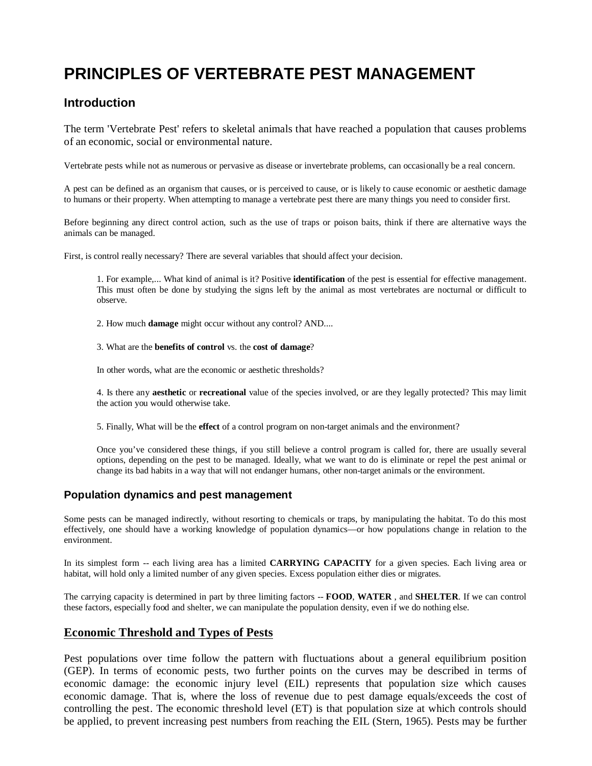# PRINCIPLES OF VERTEBRATE PEST MANAGEMENT

## Introduction

The term 'Vertebrate Pest' refers to skeletal animals that have reached a population that causes problems of an economic, social or environmental nature.

Vertebrate pests while not as numerous or pervasive as disease or invertebrate problems, can occasionally be a real concern.

A pest can be defined as an organism that causes, or is perceived to cause, or is likely to cause economic or aesthetic damage to humans or their property. When attempting to manage a vertebrate pest there are many things you need to consider first.

Before beginning any direct control action, such as the use of traps or poison baits, think if there are alternative ways the animals can be managed.

First, is control really necessary? There are several variables that should affect your decision.

1. For example,... What kind of animal is it? Positive **identification** of the pest is essential for effective management. This must often be done by studying the signs left by the animal as most vertebrates are nocturnal or difficult to observe.

2. How much **damage** might occur without any control? AND....

3. What are the **benefits of control** vs. the **cost of damage**?

In other words, what are the economic or aesthetic thresholds?

4. Is there any **aesthetic** or **recreational** value of the species involved, or are they legally protected? This may limit the action you would otherwise take.

5. Finally, What will be the **effect** of a control program on non-target animals and the environment?

Once you've considered these things, if you still believe a control program is called for, there are usually several options, depending on the pest to be managed. Ideally, what we want to do is eliminate or repel the pest animal or change its bad habits in a way that will not endanger humans, other non-target animals or the environment.

### Population dynamics and pest management

Some pests can be managed indirectly, without resorting to chemicals or traps, by manipulating the habitat. To do this most effectively, one should have a working knowledge of population dynamics—or how populations change in relation to the environment.

In its simplest form -- each living area has a limited **CARRYING CAPACITY** for a given species. Each living area or habitat, will hold only a limited number of any given species. Excess population either dies or migrates.

The carrying capacity is determined in part by three limiting factors -- **FOOD**, **WATER** , and **SHELTER**. If we can control these factors, especially food and shelter, we can manipulate the population density, even if we do nothing else.

## Economic Threshold and Types of Pests

Pest populations over time follow the pattern with fluctuations about a general equilibrium position (GEP). In terms of economic pests, two further points on the curves may be described in terms of economic damage: the economic injury level (EIL) represents that population size which causes economic damage. That is, where the loss of revenue due to pest damage equals/exceeds the cost of controlling the pest. The economic threshold level (ET) is that population size at which controls should be applied, to prevent increasing pest numbers from reaching the EIL (Stern, 1965). Pests may be further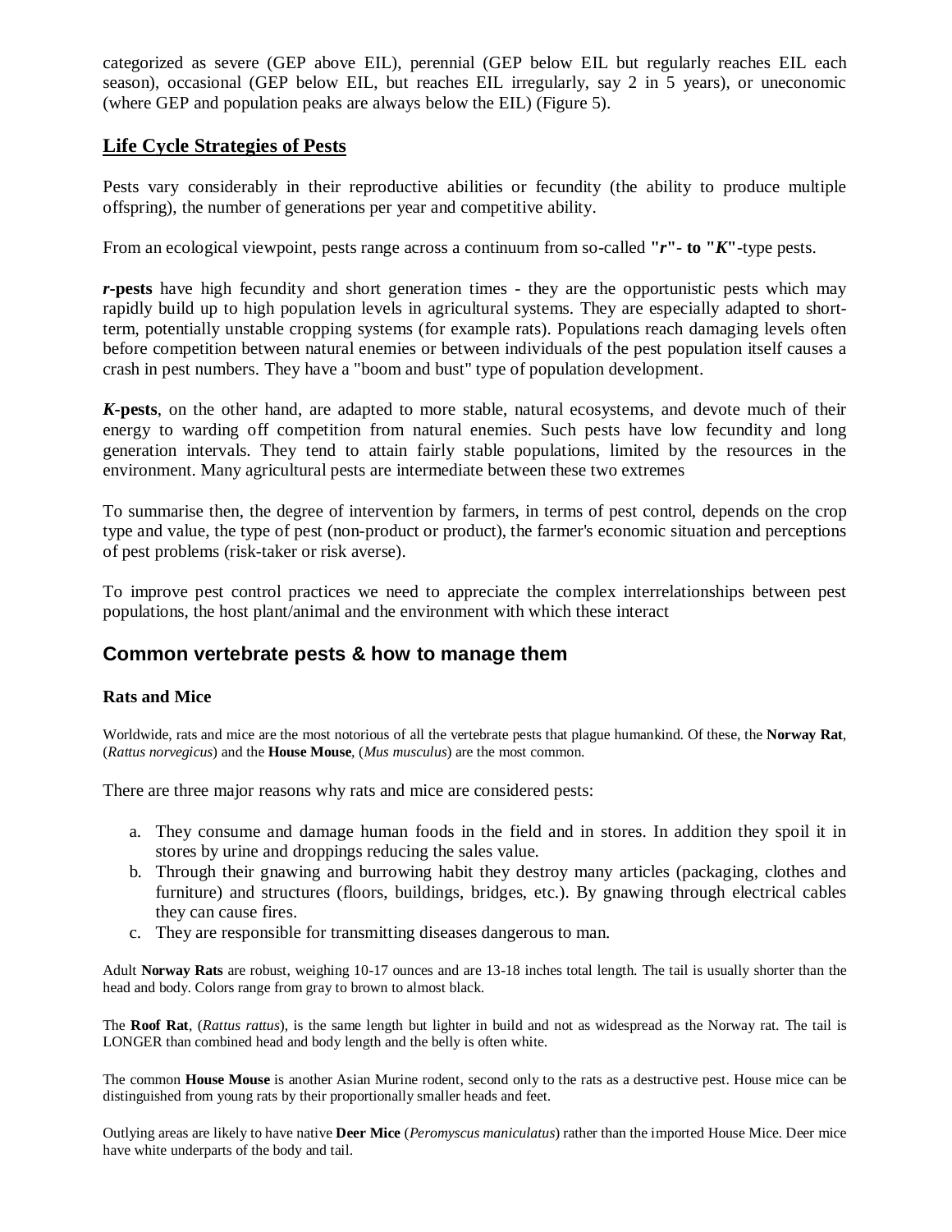categorized as severe (GEP above EIL), perennial (GEP below EIL but regularly reaches EIL each season), occasional (GEP below EIL, but reaches EIL irregularly, say 2 in 5 years), or uneconomic (where GEP and population peaks are always below the EIL) (Figure 5).

## Life Cycle Strategies of Pests

Pests vary considerably in their reproductive abilities or fecundity (the ability to produce multiple offspring), the number of generations per year and competitive ability.

From an ecological viewpoint, pests range across a continuum from so-called **"*r*"- to "*K*"**-type pests.

***r*-pests** have high fecundity and short generation times - they are the opportunistic pests which may rapidly build up to high population levels in agricultural systems. They are especially adapted to short-term, potentially unstable cropping systems (for example rats). Populations reach damaging levels often before competition between natural enemies or between individuals of the pest population itself causes a crash in pest numbers. They have a "boom and bust" type of population development.

***K*-pests**, on the other hand, are adapted to more stable, natural ecosystems, and devote much of their energy to warding off competition from natural enemies. Such pests have low fecundity and long generation intervals. They tend to attain fairly stable populations, limited by the resources in the environment. Many agricultural pests are intermediate between these two extremes

To summarise then, the degree of intervention by farmers, in terms of pest control, depends on the crop type and value, the type of pest (non-product or product), the farmer's economic situation and perceptions of pest problems (risk-taker or risk averse).

To improve pest control practices we need to appreciate the complex interrelationships between pest populations, the host plant/animal and the environment with which these interact

## Common vertebrate pests & how to manage them

### Rats and Mice

Worldwide, rats and mice are the most notorious of all the vertebrate pests that plague humankind. Of these, the **Norway Rat**, (*Rattus norvegicus*) and the **House Mouse**, (*Mus musculus*) are the most common.

There are three major reasons why rats and mice are considered pests:

a. They consume and damage human foods in the field and in stores. In addition they spoil it in stores by urine and droppings reducing the sales value.
b. Through their gnawing and burrowing habit they destroy many articles (packaging, clothes and furniture) and structures (floors, buildings, bridges, etc.). By gnawing through electrical cables they can cause fires.
c. They are responsible for transmitting diseases dangerous to man.

Adult **Norway Rats** are robust, weighing 10-17 ounces and are 13-18 inches total length. The tail is usually shorter than the head and body. Colors range from gray to brown to almost black.

The **Roof Rat**, (*Rattus rattus*), is the same length but lighter in build and not as widespread as the Norway rat. The tail is LONGER than combined head and body length and the belly is often white.

The common **House Mouse** is another Asian Murine rodent, second only to the rats as a destructive pest. House mice can be distinguished from young rats by their proportionally smaller heads and feet.

Outlying areas are likely to have native **Deer Mice** (*Peromyscus maniculatus*) rather than the imported House Mice. Deer mice have white underparts of the body and tail.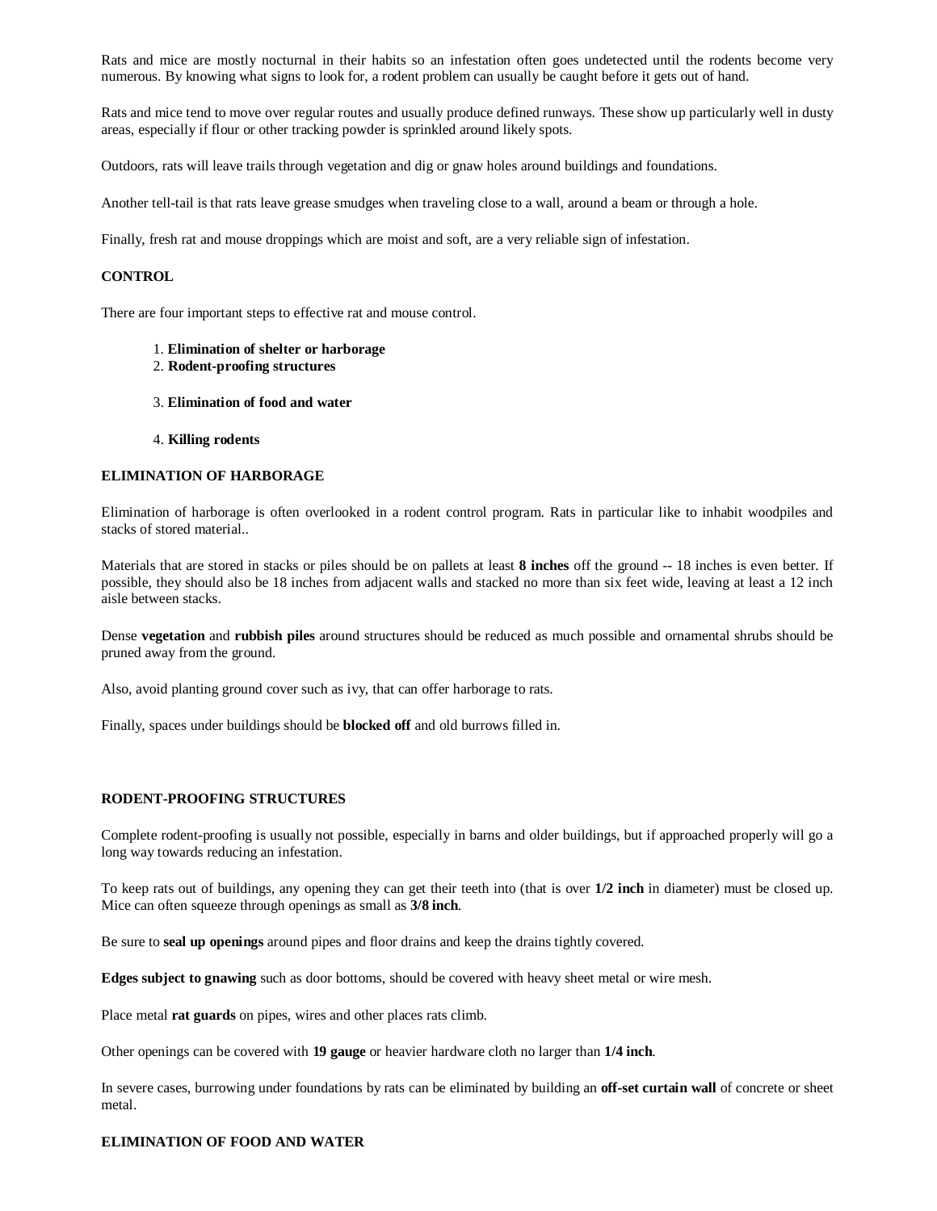Rats and mice are mostly nocturnal in their habits so an infestation often goes undetected until the rodents become very numerous. By knowing what signs to look for, a rodent problem can usually be caught before it gets out of hand.

Rats and mice tend to move over regular routes and usually produce defined runways. These show up particularly well in dusty areas, especially if flour or other tracking powder is sprinkled around likely spots.

Outdoors, rats will leave trails through vegetation and dig or gnaw holes around buildings and foundations.

Another tell-tail is that rats leave grease smudges when traveling close to a wall, around a beam or through a hole.

Finally, fresh rat and mouse droppings which are moist and soft, are a very reliable sign of infestation.

**CONTROL**

There are four important steps to effective rat and mouse control.

1. **Elimination of shelter or harborage**
2. **Rodent-proofing structures**
3. **Elimination of food and water**
4. **Killing rodents**

**ELIMINATION OF HARBORAGE**

Elimination of harborage is often overlooked in a rodent control program. Rats in particular like to inhabit woodpiles and stacks of stored material..

Materials that are stored in stacks or piles should be on pallets at least **8 inches** off the ground -- 18 inches is even better. If possible, they should also be 18 inches from adjacent walls and stacked no more than six feet wide, leaving at least a 12 inch aisle between stacks.

Dense **vegetation** and **rubbish piles** around structures should be reduced as much possible and ornamental shrubs should be pruned away from the ground.

Also, avoid planting ground cover such as ivy, that can offer harborage to rats.

Finally, spaces under buildings should be **blocked off** and old burrows filled in.

**RODENT-PROOFING STRUCTURES**

Complete rodent-proofing is usually not possible, especially in barns and older buildings, but if approached properly will go a long way towards reducing an infestation.

To keep rats out of buildings, any opening they can get their teeth into (that is over **1/2 inch** in diameter) must be closed up. Mice can often squeeze through openings as small as **3/8 inch**.

Be sure to **seal up openings** around pipes and floor drains and keep the drains tightly covered.

**Edges subject to gnawing** such as door bottoms, should be covered with heavy sheet metal or wire mesh.

Place metal **rat guards** on pipes, wires and other places rats climb.

Other openings can be covered with **19 gauge** or heavier hardware cloth no larger than **1/4 inch**.

In severe cases, burrowing under foundations by rats can be eliminated by building an **off-set curtain wall** of concrete or sheet metal.

**ELIMINATION OF FOOD AND WATER**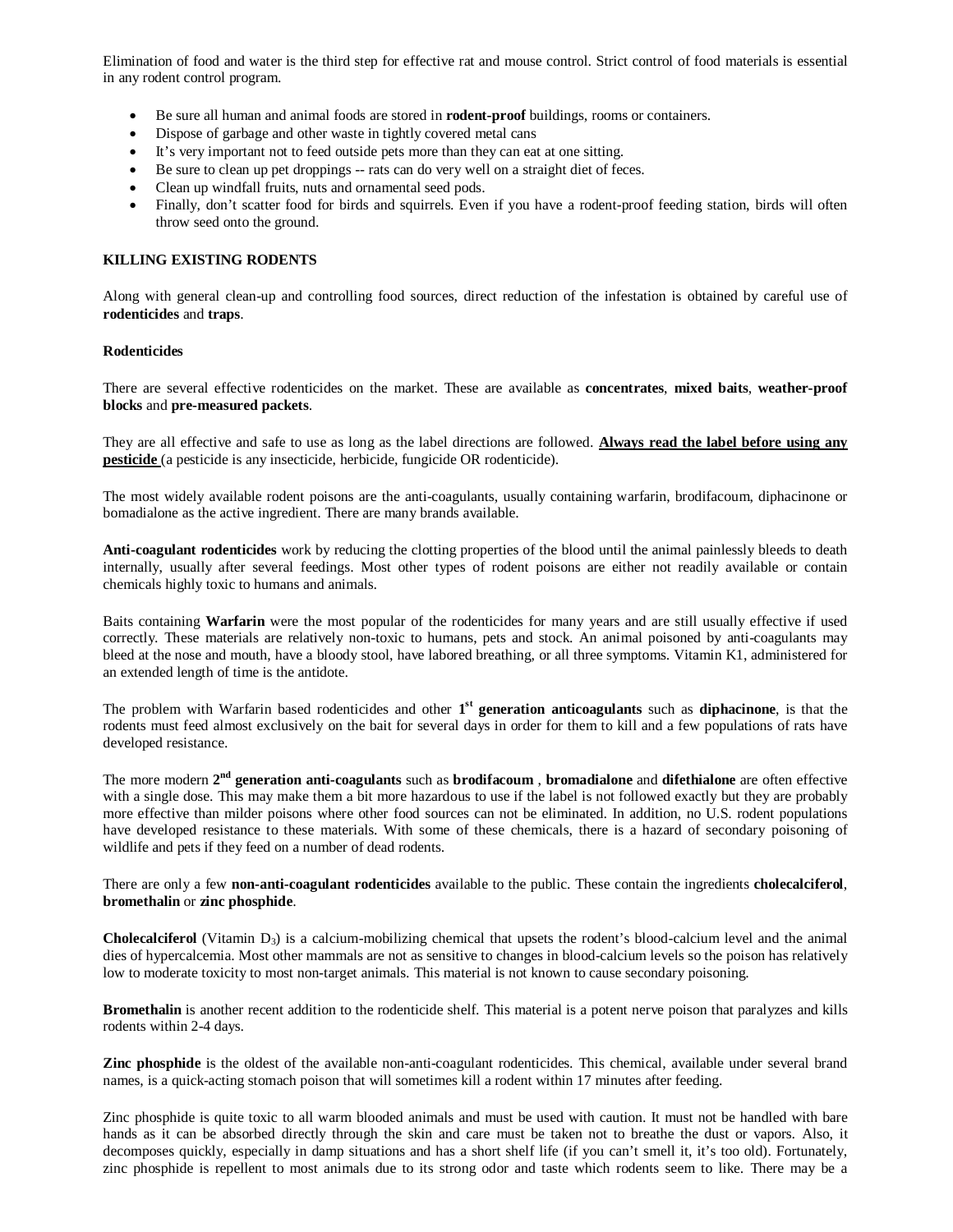Elimination of food and water is the third step for effective rat and mouse control. Strict control of food materials is essential in any rodent control program.

- Be sure all human and animal foods are stored in **rodent-proof** buildings, rooms or containers.
- Dispose of garbage and other waste in tightly covered metal cans
- It's very important not to feed outside pets more than they can eat at one sitting.
- Be sure to clean up pet droppings -- rats can do very well on a straight diet of feces.
- Clean up windfall fruits, nuts and ornamental seed pods.
- Finally, don't scatter food for birds and squirrels. Even if you have a rodent-proof feeding station, birds will often throw seed onto the ground.

**KILLING EXISTING RODENTS**

Along with general clean-up and controlling food sources, direct reduction of the infestation is obtained by careful use of **rodenticides** and **traps**.

**Rodenticides**

There are several effective rodenticides on the market. These are available as **concentrates**, **mixed baits**, **weather-proof blocks** and **pre-measured packets**.

They are all effective and safe to use as long as the label directions are followed. **Always read the label before using any pesticide** (a pesticide is any insecticide, herbicide, fungicide OR rodenticide).

The most widely available rodent poisons are the anti-coagulants, usually containing warfarin, brodifacoum, diphacinone or bomadialone as the active ingredient. There are many brands available.

**Anti-coagulant rodenticides** work by reducing the clotting properties of the blood until the animal painlessly bleeds to death internally, usually after several feedings. Most other types of rodent poisons are either not readily available or contain chemicals highly toxic to humans and animals.

Baits containing **Warfarin** were the most popular of the rodenticides for many years and are still usually effective if used correctly. These materials are relatively non-toxic to humans, pets and stock. An animal poisoned by anti-coagulants may bleed at the nose and mouth, have a bloody stool, have labored breathing, or all three symptoms. Vitamin K1, administered for an extended length of time is the antidote.

The problem with Warfarin based rodenticides and other **1st generation anticoagulants** such as **diphacinone**, is that the rodents must feed almost exclusively on the bait for several days in order for them to kill and a few populations of rats have developed resistance.

The more modern **2nd generation anti-coagulants** such as **brodifacoum** , **bromadialone** and **difethialone** are often effective with a single dose. This may make them a bit more hazardous to use if the label is not followed exactly but they are probably more effective than milder poisons where other food sources can not be eliminated. In addition, no U.S. rodent populations have developed resistance to these materials. With some of these chemicals, there is a hazard of secondary poisoning of wildlife and pets if they feed on a number of dead rodents.

There are only a few **non-anti-coagulant rodenticides** available to the public. These contain the ingredients **cholecalciferol**, **bromethalin** or **zinc phosphide**.

**Cholecalciferol** (Vitamin $D_3$) is a calcium-mobilizing chemical that upsets the rodent's blood-calcium level and the animal dies of hypercalcemia. Most other mammals are not as sensitive to changes in blood-calcium levels so the poison has relatively low to moderate toxicity to most non-target animals. This material is not known to cause secondary poisoning.

**Bromethalin** is another recent addition to the rodenticide shelf. This material is a potent nerve poison that paralyzes and kills rodents within 2-4 days.

**Zinc phosphide** is the oldest of the available non-anti-coagulant rodenticides. This chemical, available under several brand names, is a quick-acting stomach poison that will sometimes kill a rodent within 17 minutes after feeding.

Zinc phosphide is quite toxic to all warm blooded animals and must be used with caution. It must not be handled with bare hands as it can be absorbed directly through the skin and care must be taken not to breathe the dust or vapors. Also, it decomposes quickly, especially in damp situations and has a short shelf life (if you can't smell it, it's too old). Fortunately, zinc phosphide is repellent to most animals due to its strong odor and taste which rodents seem to like. There may be a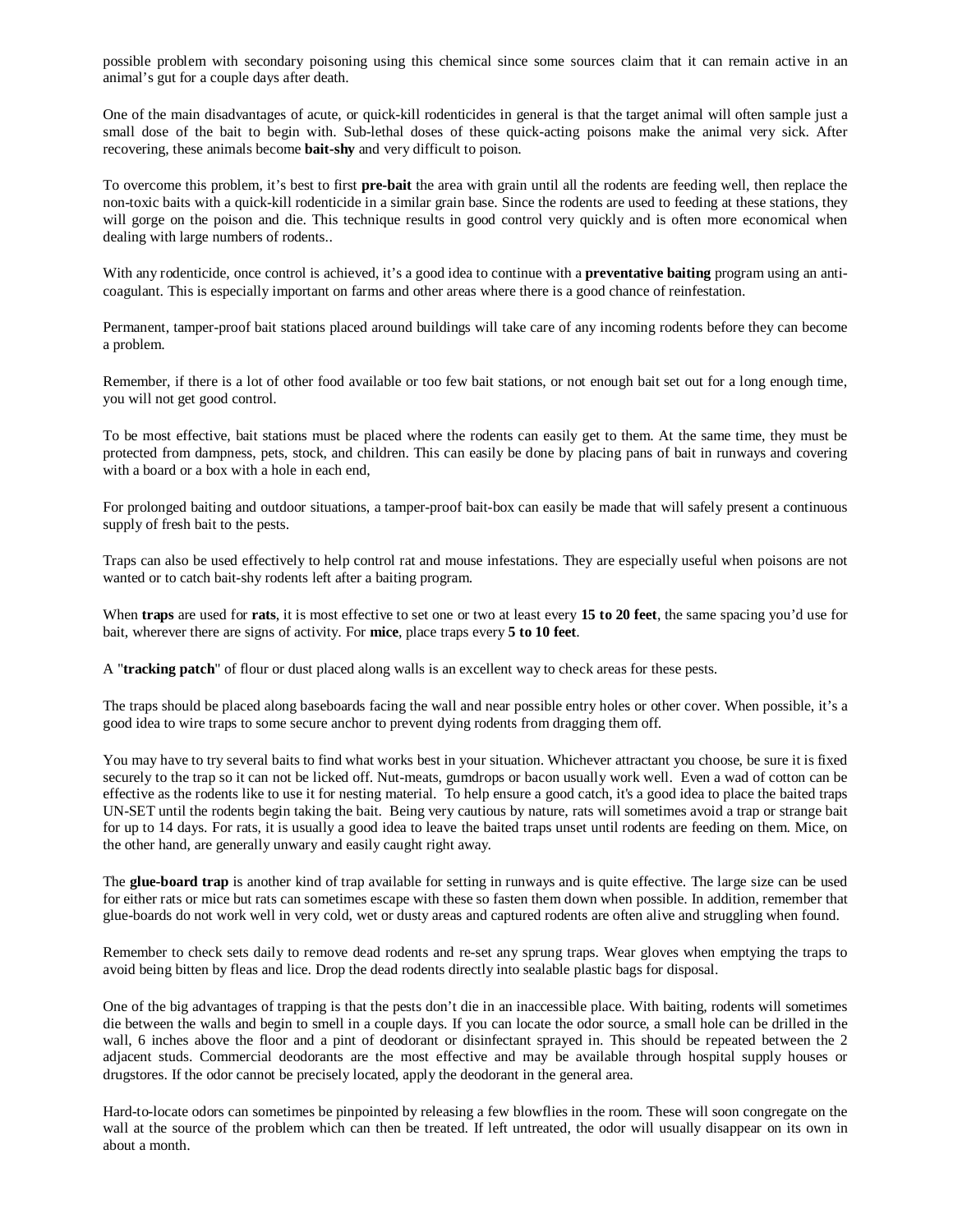possible problem with secondary poisoning using this chemical since some sources claim that it can remain active in an animal's gut for a couple days after death.

One of the main disadvantages of acute, or quick-kill rodenticides in general is that the target animal will often sample just a small dose of the bait to begin with. Sub-lethal doses of these quick-acting poisons make the animal very sick. After recovering, these animals become **bait-shy** and very difficult to poison.

To overcome this problem, it's best to first **pre-bait** the area with grain until all the rodents are feeding well, then replace the non-toxic baits with a quick-kill rodenticide in a similar grain base. Since the rodents are used to feeding at these stations, they will gorge on the poison and die. This technique results in good control very quickly and is often more economical when dealing with large numbers of rodents..

With any rodenticide, once control is achieved, it's a good idea to continue with a **preventative baiting** program using an anti-coagulant. This is especially important on farms and other areas where there is a good chance of reinfestation.

Permanent, tamper-proof bait stations placed around buildings will take care of any incoming rodents before they can become a problem.

Remember, if there is a lot of other food available or too few bait stations, or not enough bait set out for a long enough time, you will not get good control.

To be most effective, bait stations must be placed where the rodents can easily get to them. At the same time, they must be protected from dampness, pets, stock, and children. This can easily be done by placing pans of bait in runways and covering with a board or a box with a hole in each end,

For prolonged baiting and outdoor situations, a tamper-proof bait-box can easily be made that will safely present a continuous supply of fresh bait to the pests.

Traps can also be used effectively to help control rat and mouse infestations. They are especially useful when poisons are not wanted or to catch bait-shy rodents left after a baiting program.

When **traps** are used for **rats**, it is most effective to set one or two at least every **15 to 20 feet**, the same spacing you'd use for bait, wherever there are signs of activity. For **mice**, place traps every **5 to 10 feet**.

A "**tracking patch**" of flour or dust placed along walls is an excellent way to check areas for these pests.

The traps should be placed along baseboards facing the wall and near possible entry holes or other cover. When possible, it's a good idea to wire traps to some secure anchor to prevent dying rodents from dragging them off.

You may have to try several baits to find what works best in your situation. Whichever attractant you choose, be sure it is fixed securely to the trap so it can not be licked off. Nut-meats, gumdrops or bacon usually work well. Even a wad of cotton can be effective as the rodents like to use it for nesting material. To help ensure a good catch, it's a good idea to place the baited traps UN-SET until the rodents begin taking the bait. Being very cautious by nature, rats will sometimes avoid a trap or strange bait for up to 14 days. For rats, it is usually a good idea to leave the baited traps unset until rodents are feeding on them. Mice, on the other hand, are generally unwary and easily caught right away.

The **glue-board trap** is another kind of trap available for setting in runways and is quite effective. The large size can be used for either rats or mice but rats can sometimes escape with these so fasten them down when possible. In addition, remember that glue-boards do not work well in very cold, wet or dusty areas and captured rodents are often alive and struggling when found.

Remember to check sets daily to remove dead rodents and re-set any sprung traps. Wear gloves when emptying the traps to avoid being bitten by fleas and lice. Drop the dead rodents directly into sealable plastic bags for disposal.

One of the big advantages of trapping is that the pests don't die in an inaccessible place. With baiting, rodents will sometimes die between the walls and begin to smell in a couple days. If you can locate the odor source, a small hole can be drilled in the wall, 6 inches above the floor and a pint of deodorant or disinfectant sprayed in. This should be repeated between the 2 adjacent studs. Commercial deodorants are the most effective and may be available through hospital supply houses or drugstores. If the odor cannot be precisely located, apply the deodorant in the general area.

Hard-to-locate odors can sometimes be pinpointed by releasing a few blowflies in the room. These will soon congregate on the wall at the source of the problem which can then be treated. If left untreated, the odor will usually disappear on its own in about a month.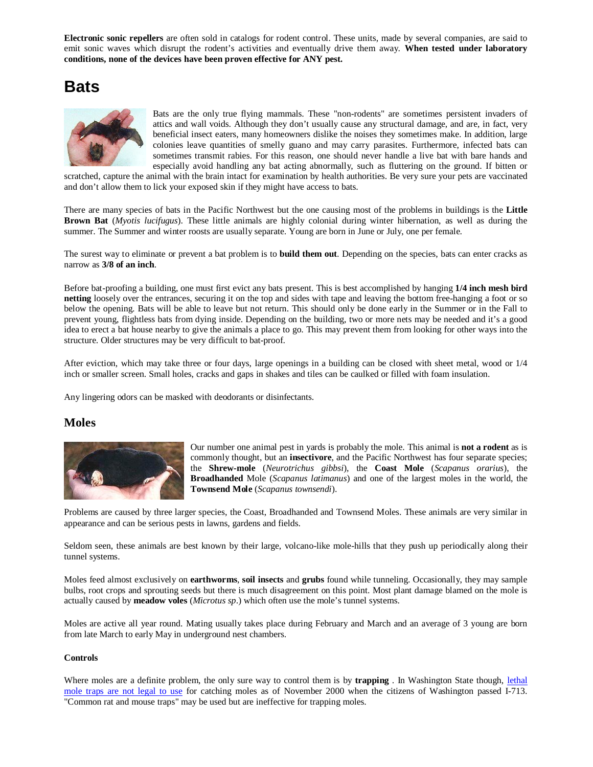**Electronic sonic repellers** are often sold in catalogs for rodent control. These units, made by several companies, are said to emit sonic waves which disrupt the rodent's activities and eventually drive them away. **When tested under laboratory conditions, none of the devices have been proven effective for ANY pest.**

# Bats

Bats are the only true flying mammals. These "non-rodents" are sometimes persistent invaders of attics and wall voids. Although they don't usually cause any structural damage, and are, in fact, very beneficial insect eaters, many homeowners dislike the noises they sometimes make. In addition, large colonies leave quantities of smelly guano and may carry parasites. Furthermore, infected bats can sometimes transmit rabies. For this reason, one should never handle a live bat with bare hands and especially avoid handling any bat acting abnormally, such as fluttering on the ground. If bitten or scratched, capture the animal with the brain intact for examination by health authorities. Be very sure your pets are vaccinated and don't allow them to lick your exposed skin if they might have access to bats.

There are many species of bats in the Pacific Northwest but the one causing most of the problems in buildings is the **Little Brown Bat** (*Myotis lucifugus*). These little animals are highly colonial during winter hibernation, as well as during the summer. The Summer and winter roosts are usually separate. Young are born in June or July, one per female.

The surest way to eliminate or prevent a bat problem is to **build them out**. Depending on the species, bats can enter cracks as narrow as **3/8 of an inch**.

Before bat-proofing a building, one must first evict any bats present. This is best accomplished by hanging **1/4 inch mesh bird netting** loosely over the entrances, securing it on the top and sides with tape and leaving the bottom free-hanging a foot or so below the opening. Bats will be able to leave but not return. This should only be done early in the Summer or in the Fall to prevent young, flightless bats from dying inside. Depending on the building, two or more nets may be needed and it's a good idea to erect a bat house nearby to give the animals a place to go. This may prevent them from looking for other ways into the structure. Older structures may be very difficult to bat-proof.

After eviction, which may take three or four days, large openings in a building can be closed with sheet metal, wood or 1/4 inch or smaller screen. Small holes, cracks and gaps in shakes and tiles can be caulked or filled with foam insulation.

Any lingering odors can be masked with deodorants or disinfectants.

## Moles

Our number one animal pest in yards is probably the mole. This animal is **not a rodent** as is commonly thought, but an **insectivore**, and the Pacific Northwest has four separate species; the **Shrew-mole** (*Neurotrichus gibbsi*), the **Coast Mole** (*Scapanus orarius*), the **Broadhanded** Mole (*Scapanus latimanus*) and one of the largest moles in the world, the **Townsend Mole** (*Scapanus townsendi*).

Problems are caused by three larger species, the Coast, Broadhanded and Townsend Moles. These animals are very similar in appearance and can be serious pests in lawns, gardens and fields.

Seldom seen, these animals are best known by their large, volcano-like mole-hills that they push up periodically along their tunnel systems.

Moles feed almost exclusively on **earthworms**, **soil insects** and **grubs** found while tunneling. Occasionally, they may sample bulbs, root crops and sprouting seeds but there is much disagreement on this point. Most plant damage blamed on the mole is actually caused by **meadow voles** (*Microtus sp*.) which often use the mole's tunnel systems.

Moles are active all year round. Mating usually takes place during February and March and an average of 3 young are born from late March to early May in underground nest chambers.

#### Controls

Where moles are a definite problem, the only sure way to control them is by **trapping** . In Washington State though, lethal mole traps are not legal to use for catching moles as of November 2000 when the citizens of Washington passed I-713. "Common rat and mouse traps" may be used but are ineffective for trapping moles.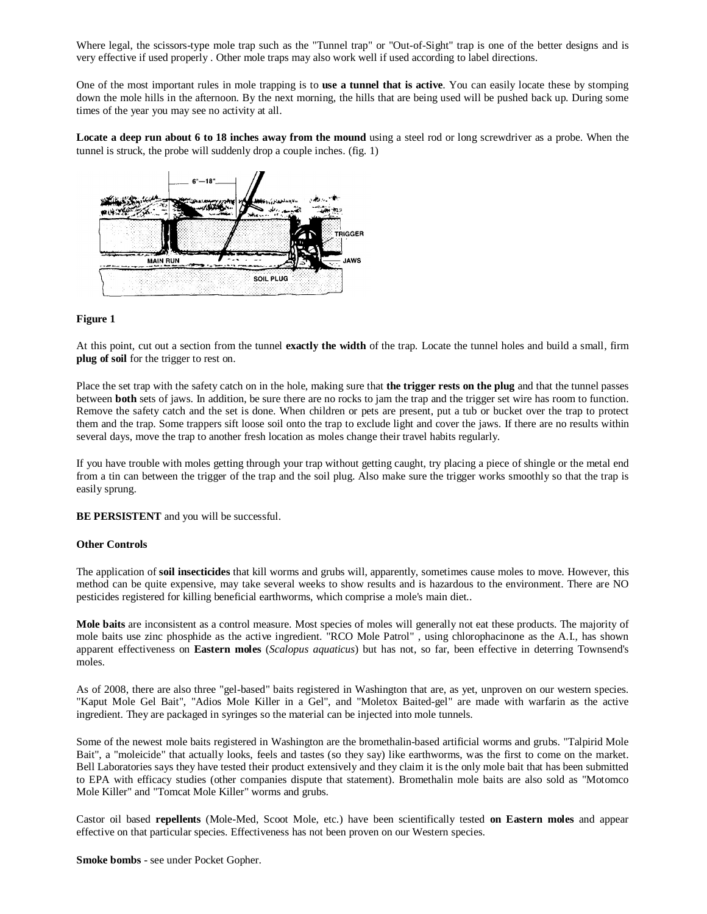Where legal, the scissors-type mole trap such as the "Tunnel trap" or "Out-of-Sight" trap is one of the better designs and is very effective if used properly . Other mole traps may also work well if used according to label directions.

One of the most important rules in mole trapping is to **use a tunnel that is active**. You can easily locate these by stomping down the mole hills in the afternoon. By the next morning, the hills that are being used will be pushed back up. During some times of the year you may see no activity at all.

**Locate a deep run about 6 to 18 inches away from the mound** using a steel rod or long screwdriver as a probe. When the tunnel is struck, the probe will suddenly drop a couple inches. (fig. 1)

**Figure 1**

At this point, cut out a section from the tunnel **exactly the width** of the trap. Locate the tunnel holes and build a small, firm **plug of soil** for the trigger to rest on.

Place the set trap with the safety catch on in the hole, making sure that **the trigger rests on the plug** and that the tunnel passes between **both** sets of jaws. In addition, be sure there are no rocks to jam the trap and the trigger set wire has room to function. Remove the safety catch and the set is done. When children or pets are present, put a tub or bucket over the trap to protect them and the trap. Some trappers sift loose soil onto the trap to exclude light and cover the jaws. If there are no results within several days, move the trap to another fresh location as moles change their travel habits regularly.

If you have trouble with moles getting through your trap without getting caught, try placing a piece of shingle or the metal end from a tin can between the trigger of the trap and the soil plug. Also make sure the trigger works smoothly so that the trap is easily sprung.

**BE PERSISTENT** and you will be successful.

**Other Controls**

The application of **soil insecticides** that kill worms and grubs will, apparently, sometimes cause moles to move. However, this method can be quite expensive, may take several weeks to show results and is hazardous to the environment. There are NO pesticides registered for killing beneficial earthworms, which comprise a mole's main diet..

**Mole baits** are inconsistent as a control measure. Most species of moles will generally not eat these products. The majority of mole baits use zinc phosphide as the active ingredient. "RCO Mole Patrol" , using chlorophacinone as the A.I., has shown apparent effectiveness on **Eastern moles** (*Scalopus aquaticus*) but has not, so far, been effective in deterring Townsend's moles.

As of 2008, there are also three "gel-based" baits registered in Washington that are, as yet, unproven on our western species. "Kaput Mole Gel Bait", "Adios Mole Killer in a Gel", and "Moletox Baited-gel" are made with warfarin as the active ingredient. They are packaged in syringes so the material can be injected into mole tunnels.

Some of the newest mole baits registered in Washington are the bromethalin-based artificial worms and grubs. "Talpirid Mole Bait", a "moleicide" that actually looks, feels and tastes (so they say) like earthworms, was the first to come on the market. Bell Laboratories says they have tested their product extensively and they claim it is the only mole bait that has been submitted to EPA with efficacy studies (other companies dispute that statement). Bromethalin mole baits are also sold as "Motomco Mole Killer" and "Tomcat Mole Killer" worms and grubs.

Castor oil based **repellents** (Mole-Med, Scoot Mole, etc.) have been scientifically tested **on Eastern moles** and appear effective on that particular species. Effectiveness has not been proven on our Western species.

**Smoke bombs** - see under Pocket Gopher.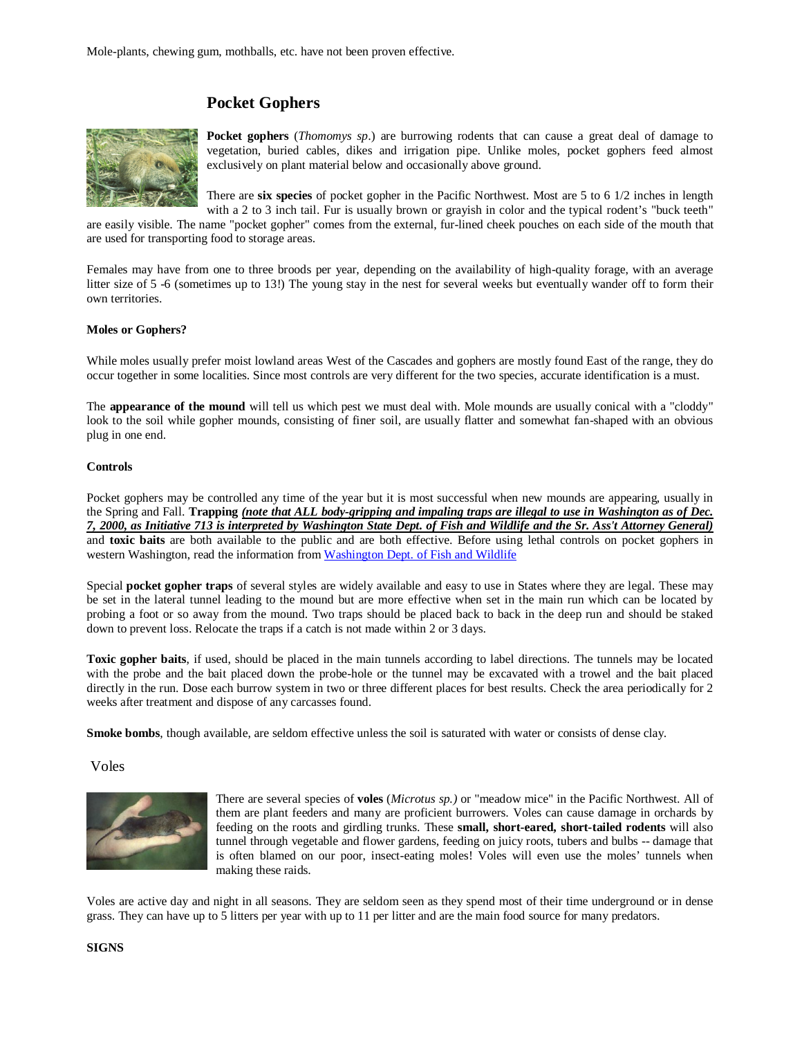Mole-plants, chewing gum, mothballs, etc. have not been proven effective.

## Pocket Gophers

**Pocket gophers** (*Thomomys sp*.) are burrowing rodents that can cause a great deal of damage to vegetation, buried cables, dikes and irrigation pipe. Unlike moles, pocket gophers feed almost exclusively on plant material below and occasionally above ground.

There are **six species** of pocket gopher in the Pacific Northwest. Most are 5 to 6 1/2 inches in length with a 2 to 3 inch tail. Fur is usually brown or grayish in color and the typical rodent's "buck teeth" are easily visible. The name "pocket gopher" comes from the external, fur-lined cheek pouches on each side of the mouth that are used for transporting food to storage areas.

Females may have from one to three broods per year, depending on the availability of high-quality forage, with an average litter size of 5 -6 (sometimes up to 13!) The young stay in the nest for several weeks but eventually wander off to form their own territories.

**Moles or Gophers?**

While moles usually prefer moist lowland areas West of the Cascades and gophers are mostly found East of the range, they do occur together in some localities. Since most controls are very different for the two species, accurate identification is a must.

The **appearance of the mound** will tell us which pest we must deal with. Mole mounds are usually conical with a "cloddy" look to the soil while gopher mounds, consisting of finer soil, are usually flatter and somewhat fan-shaped with an obvious plug in one end.

**Controls**

Pocket gophers may be controlled any time of the year but it is most successful when new mounds are appearing, usually in the Spring and Fall. **Trapping** ***(note that ALL body-gripping and impaling traps are illegal to use in Washington as of Dec. 7, 2000, as Initiative 713 is interpreted by Washington State Dept. of Fish and Wildlife and the Sr. Ass't Attorney General)*** and **toxic baits** are both available to the public and are both effective. Before using lethal controls on pocket gophers in western Washington, read the information from Washington Dept. of Fish and Wildlife

Special **pocket gopher traps** of several styles are widely available and easy to use in States where they are legal. These may be set in the lateral tunnel leading to the mound but are more effective when set in the main run which can be located by probing a foot or so away from the mound. Two traps should be placed back to back in the deep run and should be staked down to prevent loss. Relocate the traps if a catch is not made within 2 or 3 days.

**Toxic gopher baits**, if used, should be placed in the main tunnels according to label directions. The tunnels may be located with the probe and the bait placed down the probe-hole or the tunnel may be excavated with a trowel and the bait placed directly in the run. Dose each burrow system in two or three different places for best results. Check the area periodically for 2 weeks after treatment and dispose of any carcasses found.

**Smoke bombs**, though available, are seldom effective unless the soil is saturated with water or consists of dense clay.

## Voles

There are several species of **voles** (*Microtus sp.)* or "meadow mice" in the Pacific Northwest. All of them are plant feeders and many are proficient burrowers. Voles can cause damage in orchards by feeding on the roots and girdling trunks. These **small, short-eared, short-tailed rodents** will also tunnel through vegetable and flower gardens, feeding on juicy roots, tubers and bulbs -- damage that is often blamed on our poor, insect-eating moles! Voles will even use the moles' tunnels when making these raids.

Voles are active day and night in all seasons. They are seldom seen as they spend most of their time underground or in dense grass. They can have up to 5 litters per year with up to 11 per litter and are the main food source for many predators.

**SIGNS**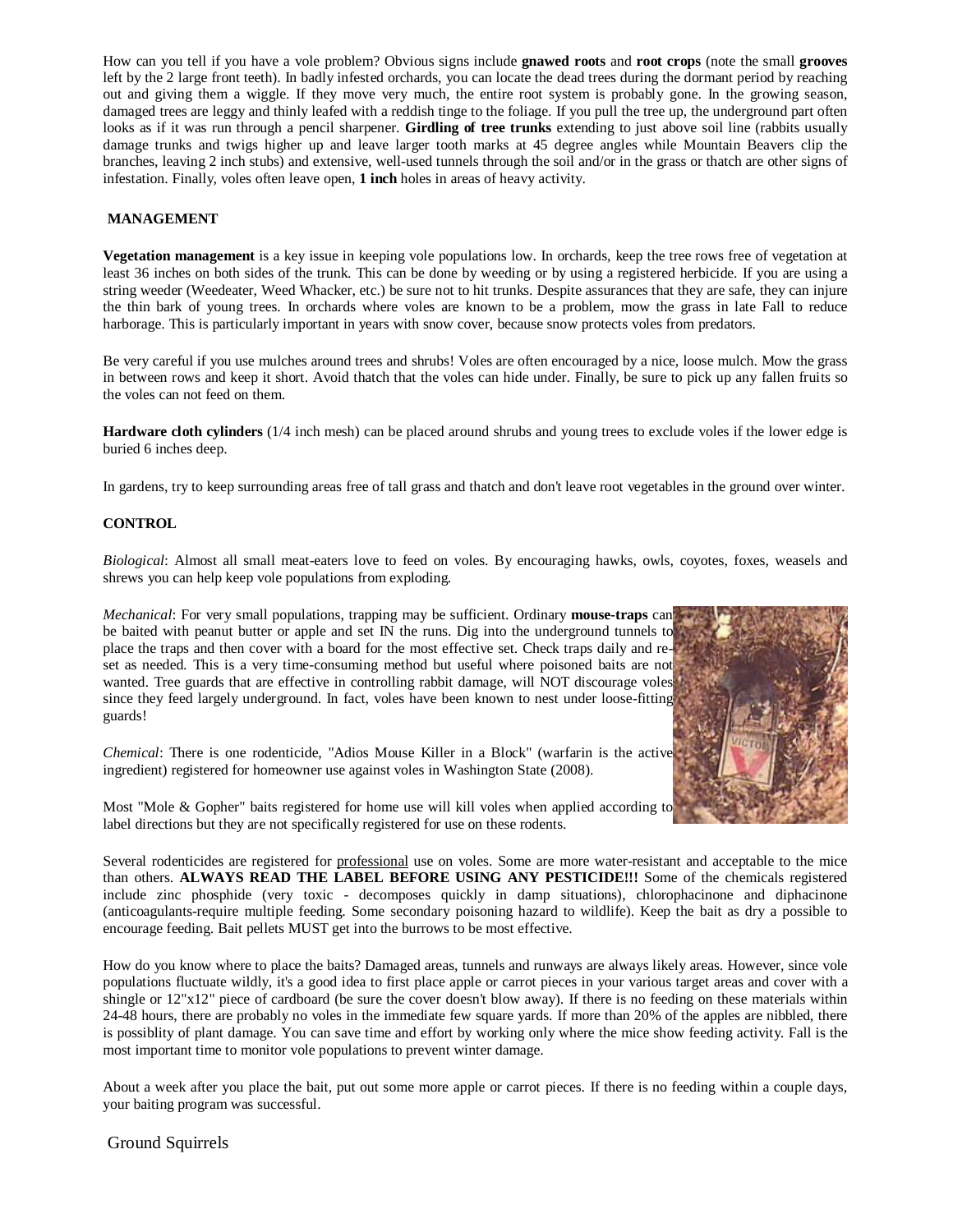How can you tell if you have a vole problem? Obvious signs include **gnawed roots** and **root crops** (note the small **grooves** left by the 2 large front teeth). In badly infested orchards, you can locate the dead trees during the dormant period by reaching out and giving them a wiggle. If they move very much, the entire root system is probably gone. In the growing season, damaged trees are leggy and thinly leafed with a reddish tinge to the foliage. If you pull the tree up, the underground part often looks as if it was run through a pencil sharpener. **Girdling of tree trunks** extending to just above soil line (rabbits usually damage trunks and twigs higher up and leave larger tooth marks at 45 degree angles while Mountain Beavers clip the branches, leaving 2 inch stubs) and extensive, well-used tunnels through the soil and/or in the grass or thatch are other signs of infestation. Finally, voles often leave open, **1 inch** holes in areas of heavy activity.

**MANAGEMENT**

**Vegetation management** is a key issue in keeping vole populations low. In orchards, keep the tree rows free of vegetation at least 36 inches on both sides of the trunk. This can be done by weeding or by using a registered herbicide. If you are using a string weeder (Weedeater, Weed Whacker, etc.) be sure not to hit trunks. Despite assurances that they are safe, they can injure the thin bark of young trees. In orchards where voles are known to be a problem, mow the grass in late Fall to reduce harborage. This is particularly important in years with snow cover, because snow protects voles from predators.

Be very careful if you use mulches around trees and shrubs! Voles are often encouraged by a nice, loose mulch. Mow the grass in between rows and keep it short. Avoid thatch that the voles can hide under. Finally, be sure to pick up any fallen fruits so the voles can not feed on them.

**Hardware cloth cylinders** (1/4 inch mesh) can be placed around shrubs and young trees to exclude voles if the lower edge is buried 6 inches deep.

In gardens, try to keep surrounding areas free of tall grass and thatch and don't leave root vegetables in the ground over winter.

**CONTROL**

*Biological*: Almost all small meat-eaters love to feed on voles. By encouraging hawks, owls, coyotes, foxes, weasels and shrews you can help keep vole populations from exploding.

*Mechanical*: For very small populations, trapping may be sufficient. Ordinary **mouse-traps** can be baited with peanut butter or apple and set IN the runs. Dig into the underground tunnels to place the traps and then cover with a board for the most effective set. Check traps daily and re-set as needed. This is a very time-consuming method but useful where poisoned baits are not wanted. Tree guards that are effective in controlling rabbit damage, will NOT discourage voles since they feed largely underground. In fact, voles have been known to nest under loose-fitting guards!

*Chemical*: There is one rodenticide, "Adios Mouse Killer in a Block" (warfarin is the active ingredient) registered for homeowner use against voles in Washington State (2008).

Most "Mole & Gopher" baits registered for home use will kill voles when applied according to label directions but they are not specifically registered for use on these rodents.

Several rodenticides are registered for professional use on voles. Some are more water-resistant and acceptable to the mice than others. **ALWAYS READ THE LABEL BEFORE USING ANY PESTICIDE!!!** Some of the chemicals registered include zinc phosphide (very toxic - decomposes quickly in damp situations), chlorophacinone and diphacinone (anticoagulants-require multiple feeding. Some secondary poisoning hazard to wildlife). Keep the bait as dry a possible to encourage feeding. Bait pellets MUST get into the burrows to be most effective.

How do you know where to place the baits? Damaged areas, tunnels and runways are always likely areas. However, since vole populations fluctuate wildly, it's a good idea to first place apple or carrot pieces in your various target areas and cover with a shingle or 12"x12" piece of cardboard (be sure the cover doesn't blow away). If there is no feeding on these materials within 24-48 hours, there are probably no voles in the immediate few square yards. If more than 20% of the apples are nibbled, there is possiblity of plant damage. You can save time and effort by working only where the mice show feeding activity. Fall is the most important time to monitor vole populations to prevent winter damage.

About a week after you place the bait, put out some more apple or carrot pieces. If there is no feeding within a couple days, your baiting program was successful.

## Ground Squirrels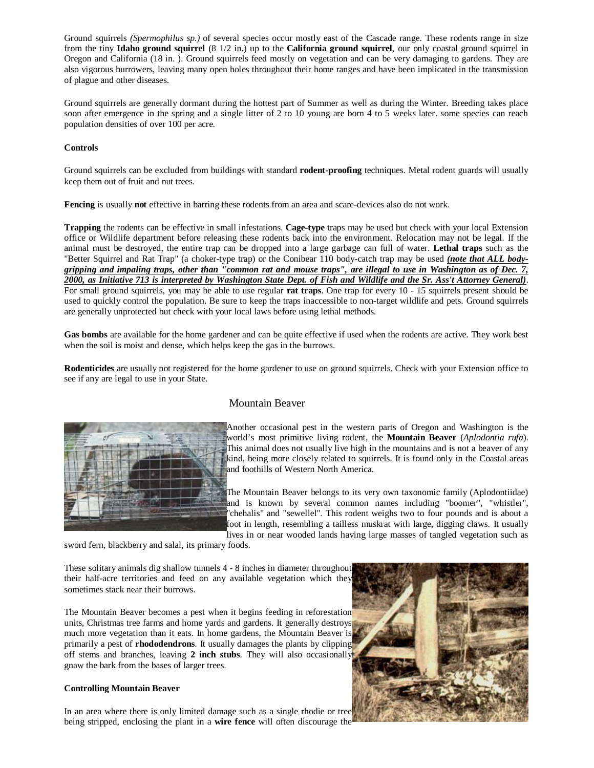Ground squirrels *(Spermophilus sp.)* of several species occur mostly east of the Cascade range. These rodents range in size from the tiny **Idaho ground squirrel** (8 1/2 in.) up to the **California ground squirrel**, our only coastal ground squirrel in Oregon and California (18 in. ). Ground squirrels feed mostly on vegetation and can be very damaging to gardens. They are also vigorous burrowers, leaving many open holes throughout their home ranges and have been implicated in the transmission of plague and other diseases.

Ground squirrels are generally dormant during the hottest part of Summer as well as during the Winter. Breeding takes place soon after emergence in the spring and a single litter of 2 to 10 young are born 4 to 5 weeks later. some species can reach population densities of over 100 per acre.

**Controls**

Ground squirrels can be excluded from buildings with standard **rodent-proofing** techniques. Metal rodent guards will usually keep them out of fruit and nut trees.

**Fencing** is usually **not** effective in barring these rodents from an area and scare-devices also do not work.

**Trapping** the rodents can be effective in small infestations. **Cage-type** traps may be used but check with your local Extension office or Wildlife department before releasing these rodents back into the environment. Relocation may not be legal. If the animal must be destroyed, the entire trap can be dropped into a large garbage can full of water. **Lethal traps** such as the "Better Squirrel and Rat Trap" (a choker-type trap) or the Conibear 110 body-catch trap may be used ***(note that ALL body-gripping and impaling traps, other than "common rat and mouse traps", are illegal to use in Washington as of Dec. 7, 2000, as Initiative 713 is interpreted by Washington State Dept. of Fish and Wildlife and the Sr. Ass't Attorney General)***. For small ground squirrels, you may be able to use regular **rat traps**. One trap for every 10 - 15 squirrels present should be used to quickly control the population. Be sure to keep the traps inaccessible to non-target wildlife and pets. Ground squirrels are generally unprotected but check with your local laws before using lethal methods.

**Gas bombs** are available for the home gardener and can be quite effective if used when the rodents are active. They work best when the soil is moist and dense, which helps keep the gas in the burrows.

**Rodenticides** are usually not registered for the home gardener to use on ground squirrels. Check with your Extension office to see if any are legal to use in your State.

## Mountain Beaver

Another occasional pest in the western parts of Oregon and Washington is the world's most primitive living rodent, the **Mountain Beaver** (*Aplodontia rufa*). This animal does not usually live high in the mountains and is not a beaver of any kind, being more closely related to squirrels. It is found only in the Coastal areas and foothills of Western North America.

The Mountain Beaver belongs to its very own taxonomic family (Aplodontiidae) and is known by several common names including "boomer", "whistler", "chehalis" and "sewellel". This rodent weighs two to four pounds and is about a foot in length, resembling a tailless muskrat with large, digging claws. It usually lives in or near wooded lands having large masses of tangled vegetation such as sword fern, blackberry and salal, its primary foods.

These solitary animals dig shallow tunnels 4 - 8 inches in diameter throughout their half-acre territories and feed on any available vegetation which they sometimes stack near their burrows.

The Mountain Beaver becomes a pest when it begins feeding in reforestation units, Christmas tree farms and home yards and gardens. It generally destroys much more vegetation than it eats. In home gardens, the Mountain Beaver is primarily a pest of **rhododendrons**. It usually damages the plants by clipping off stems and branches, leaving **2 inch stubs**. They will also occasionally gnaw the bark from the bases of larger trees.

**Controlling Mountain Beaver**

In an area where there is only limited damage such as a single rhodie or tree being stripped, enclosing the plant in a **wire fence** will often discourage the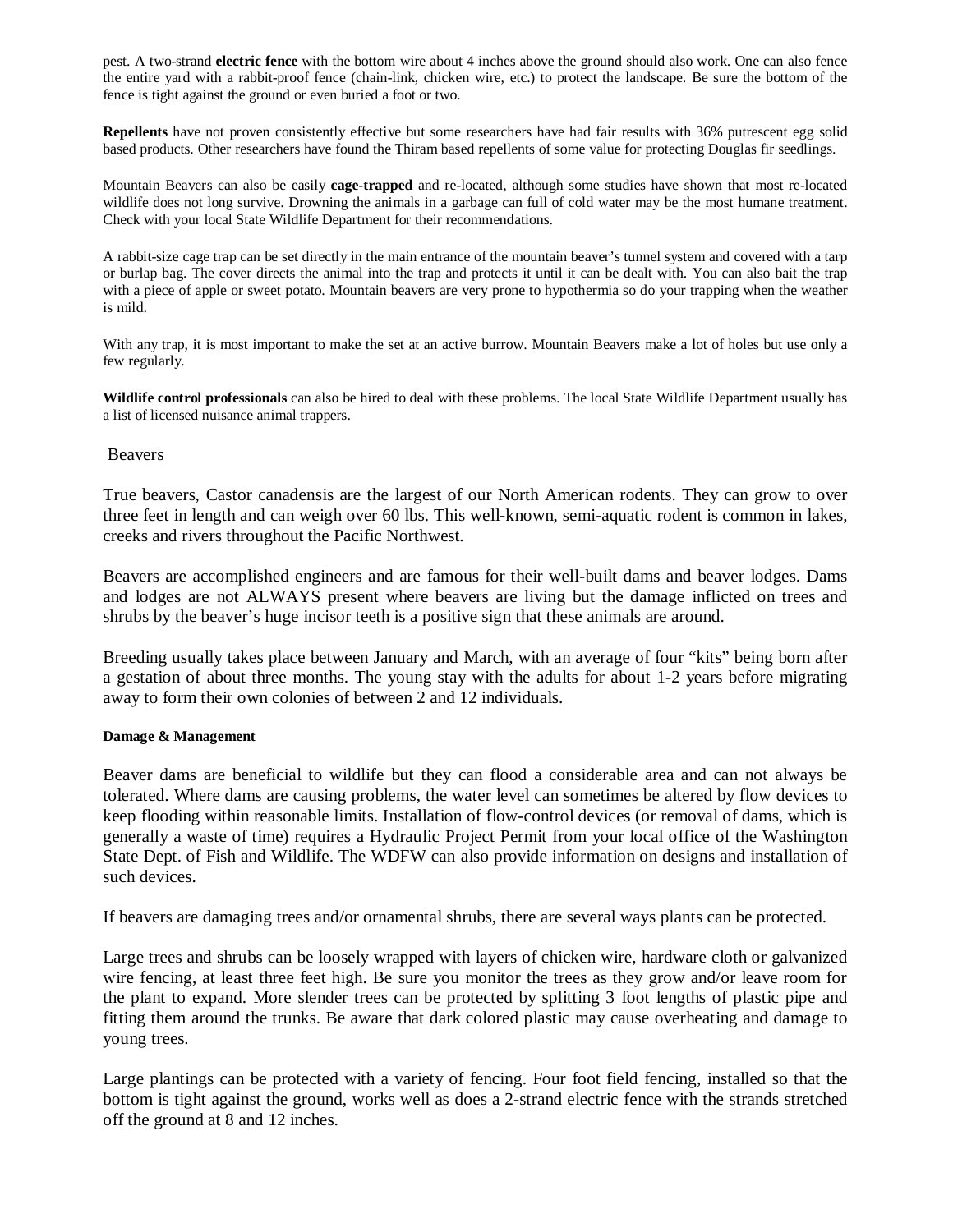pest. A two-strand **electric fence** with the bottom wire about 4 inches above the ground should also work. One can also fence the entire yard with a rabbit-proof fence (chain-link, chicken wire, etc.) to protect the landscape. Be sure the bottom of the fence is tight against the ground or even buried a foot or two.

**Repellents** have not proven consistently effective but some researchers have had fair results with 36% putrescent egg solid based products. Other researchers have found the Thiram based repellents of some value for protecting Douglas fir seedlings.

Mountain Beavers can also be easily **cage-trapped** and re-located, although some studies have shown that most re-located wildlife does not long survive. Drowning the animals in a garbage can full of cold water may be the most humane treatment. Check with your local State Wildlife Department for their recommendations.

A rabbit-size cage trap can be set directly in the main entrance of the mountain beaver's tunnel system and covered with a tarp or burlap bag. The cover directs the animal into the trap and protects it until it can be dealt with. You can also bait the trap with a piece of apple or sweet potato. Mountain beavers are very prone to hypothermia so do your trapping when the weather is mild.

With any trap, it is most important to make the set at an active burrow. Mountain Beavers make a lot of holes but use only a few regularly.

**Wildlife control professionals** can also be hired to deal with these problems. The local State Wildlife Department usually has a list of licensed nuisance animal trappers.

## Beavers

True beavers, Castor canadensis are the largest of our North American rodents. They can grow to over three feet in length and can weigh over 60 lbs. This well-known, semi-aquatic rodent is common in lakes, creeks and rivers throughout the Pacific Northwest.

Beavers are accomplished engineers and are famous for their well-built dams and beaver lodges. Dams and lodges are not ALWAYS present where beavers are living but the damage inflicted on trees and shrubs by the beaver's huge incisor teeth is a positive sign that these animals are around.

Breeding usually takes place between January and March, with an average of four "kits" being born after a gestation of about three months. The young stay with the adults for about 1-2 years before migrating away to form their own colonies of between 2 and 12 individuals.

#### Damage & Management

Beaver dams are beneficial to wildlife but they can flood a considerable area and can not always be tolerated. Where dams are causing problems, the water level can sometimes be altered by flow devices to keep flooding within reasonable limits. Installation of flow-control devices (or removal of dams, which is generally a waste of time) requires a Hydraulic Project Permit from your local office of the Washington State Dept. of Fish and Wildlife. The WDFW can also provide information on designs and installation of such devices.

If beavers are damaging trees and/or ornamental shrubs, there are several ways plants can be protected.

Large trees and shrubs can be loosely wrapped with layers of chicken wire, hardware cloth or galvanized wire fencing, at least three feet high. Be sure you monitor the trees as they grow and/or leave room for the plant to expand. More slender trees can be protected by splitting 3 foot lengths of plastic pipe and fitting them around the trunks. Be aware that dark colored plastic may cause overheating and damage to young trees.

Large plantings can be protected with a variety of fencing. Four foot field fencing, installed so that the bottom is tight against the ground, works well as does a 2-strand electric fence with the strands stretched off the ground at 8 and 12 inches.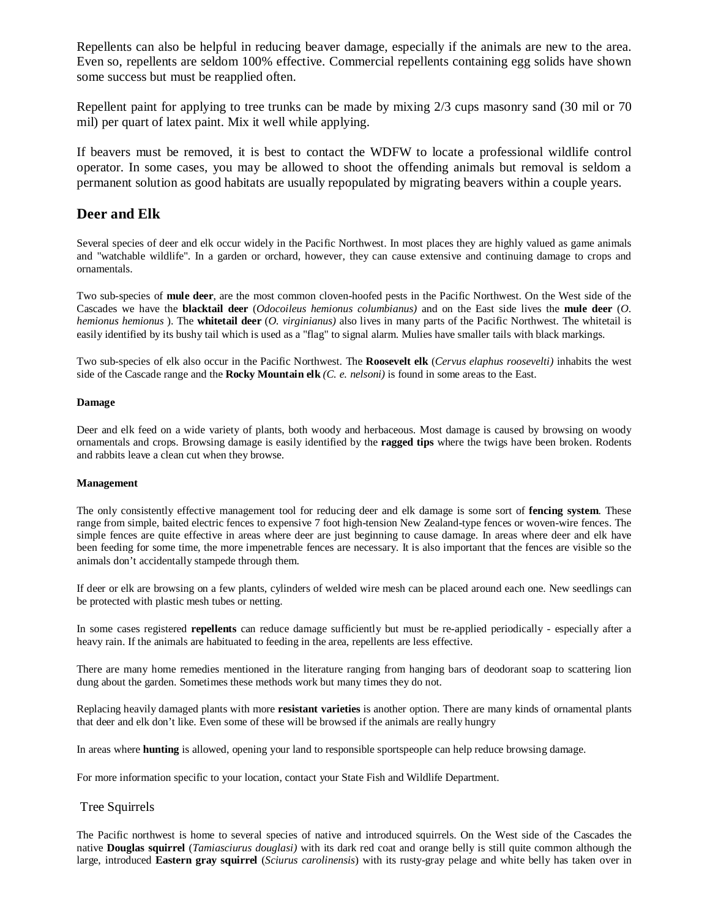Repellents can also be helpful in reducing beaver damage, especially if the animals are new to the area. Even so, repellents are seldom 100% effective. Commercial repellents containing egg solids have shown some success but must be reapplied often.

Repellent paint for applying to tree trunks can be made by mixing 2/3 cups masonry sand (30 mil or 70 mil) per quart of latex paint. Mix it well while applying.

If beavers must be removed, it is best to contact the WDFW to locate a professional wildlife control operator. In some cases, you may be allowed to shoot the offending animals but removal is seldom a permanent solution as good habitats are usually repopulated by migrating beavers within a couple years.

## Deer and Elk

Several species of deer and elk occur widely in the Pacific Northwest. In most places they are highly valued as game animals and "watchable wildlife". In a garden or orchard, however, they can cause extensive and continuing damage to crops and ornamentals.

Two sub-species of **mule deer**, are the most common cloven-hoofed pests in the Pacific Northwest. On the West side of the Cascades we have the **blacktail deer** (*Odocoileus hemionus columbianus)* and on the East side lives the **mule deer** (*O. hemionus hemionus* ). The **whitetail deer** (*O. virginianus)* also lives in many parts of the Pacific Northwest. The whitetail is easily identified by its bushy tail which is used as a "flag" to signal alarm. Mulies have smaller tails with black markings.

Two sub-species of elk also occur in the Pacific Northwest. The **Roosevelt elk** (*Cervus elaphus roosevelti)* inhabits the west side of the Cascade range and the **Rocky Mountain elk** *(C. e. nelsoni)* is found in some areas to the East.

#### Damage

Deer and elk feed on a wide variety of plants, both woody and herbaceous. Most damage is caused by browsing on woody ornamentals and crops. Browsing damage is easily identified by the **ragged tips** where the twigs have been broken. Rodents and rabbits leave a clean cut when they browse.

#### Management

The only consistently effective management tool for reducing deer and elk damage is some sort of **fencing system**. These range from simple, baited electric fences to expensive 7 foot high-tension New Zealand-type fences or woven-wire fences. The simple fences are quite effective in areas where deer are just beginning to cause damage. In areas where deer and elk have been feeding for some time, the more impenetrable fences are necessary. It is also important that the fences are visible so the animals don't accidentally stampede through them.

If deer or elk are browsing on a few plants, cylinders of welded wire mesh can be placed around each one. New seedlings can be protected with plastic mesh tubes or netting.

In some cases registered **repellents** can reduce damage sufficiently but must be re-applied periodically - especially after a heavy rain. If the animals are habituated to feeding in the area, repellents are less effective.

There are many home remedies mentioned in the literature ranging from hanging bars of deodorant soap to scattering lion dung about the garden. Sometimes these methods work but many times they do not.

Replacing heavily damaged plants with more **resistant varieties** is another option. There are many kinds of ornamental plants that deer and elk don't like. Even some of these will be browsed if the animals are really hungry

In areas where **hunting** is allowed, opening your land to responsible sportspeople can help reduce browsing damage.

For more information specific to your location, contact your State Fish and Wildlife Department.

### Tree Squirrels

The Pacific northwest is home to several species of native and introduced squirrels. On the West side of the Cascades the native **Douglas squirrel** (*Tamiasciurus douglasi)* with its dark red coat and orange belly is still quite common although the large, introduced **Eastern gray squirrel** (*Sciurus carolinensis*) with its rusty-gray pelage and white belly has taken over in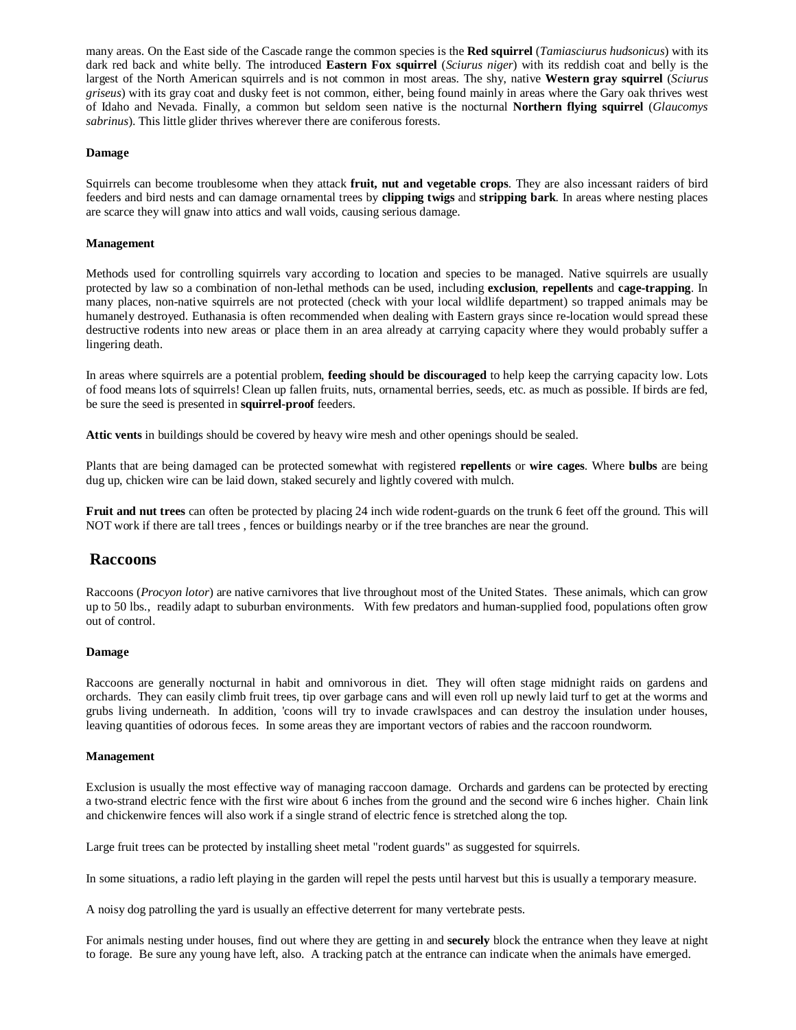many areas. On the East side of the Cascade range the common species is the **Red squirrel** (*Tamiasciurus hudsonicus*) with its dark red back and white belly. The introduced **Eastern Fox squirrel** (*Sciurus niger*) with its reddish coat and belly is the largest of the North American squirrels and is not common in most areas. The shy, native **Western gray squirrel** (*Sciurus griseus*) with its gray coat and dusky feet is not common, either, being found mainly in areas where the Gary oak thrives west of Idaho and Nevada. Finally, a common but seldom seen native is the nocturnal **Northern flying squirrel** (*Glaucomys sabrinus*). This little glider thrives wherever there are coniferous forests.

**Damage**

Squirrels can become troublesome when they attack **fruit, nut and vegetable crops**. They are also incessant raiders of bird feeders and bird nests and can damage ornamental trees by **clipping twigs** and **stripping bark**. In areas where nesting places are scarce they will gnaw into attics and wall voids, causing serious damage.

**Management**

Methods used for controlling squirrels vary according to location and species to be managed. Native squirrels are usually protected by law so a combination of non-lethal methods can be used, including **exclusion**, **repellents** and **cage-trapping**. In many places, non-native squirrels are not protected (check with your local wildlife department) so trapped animals may be humanely destroyed. Euthanasia is often recommended when dealing with Eastern grays since re-location would spread these destructive rodents into new areas or place them in an area already at carrying capacity where they would probably suffer a lingering death.

In areas where squirrels are a potential problem, **feeding should be discouraged** to help keep the carrying capacity low. Lots of food means lots of squirrels! Clean up fallen fruits, nuts, ornamental berries, seeds, etc. as much as possible. If birds are fed, be sure the seed is presented in **squirrel-proof** feeders.

**Attic vents** in buildings should be covered by heavy wire mesh and other openings should be sealed.

Plants that are being damaged can be protected somewhat with registered **repellents** or **wire cages**. Where **bulbs** are being dug up, chicken wire can be laid down, staked securely and lightly covered with mulch.

**Fruit and nut trees** can often be protected by placing 24 inch wide rodent-guards on the trunk 6 feet off the ground. This will NOT work if there are tall trees , fences or buildings nearby or if the tree branches are near the ground.

## Raccoons

Raccoons (*Procyon lotor*) are native carnivores that live throughout most of the United States. These animals, which can grow up to 50 lbs., readily adapt to suburban environments. With few predators and human-supplied food, populations often grow out of control.

**Damage**

Raccoons are generally nocturnal in habit and omnivorous in diet. They will often stage midnight raids on gardens and orchards. They can easily climb fruit trees, tip over garbage cans and will even roll up newly laid turf to get at the worms and grubs living underneath. In addition, 'coons will try to invade crawlspaces and can destroy the insulation under houses, leaving quantities of odorous feces. In some areas they are important vectors of rabies and the raccoon roundworm.

**Management**

Exclusion is usually the most effective way of managing raccoon damage. Orchards and gardens can be protected by erecting a two-strand electric fence with the first wire about 6 inches from the ground and the second wire 6 inches higher. Chain link and chickenwire fences will also work if a single strand of electric fence is stretched along the top.

Large fruit trees can be protected by installing sheet metal "rodent guards" as suggested for squirrels.

In some situations, a radio left playing in the garden will repel the pests until harvest but this is usually a temporary measure.

A noisy dog patrolling the yard is usually an effective deterrent for many vertebrate pests.

For animals nesting under houses, find out where they are getting in and **securely** block the entrance when they leave at night to forage. Be sure any young have left, also. A tracking patch at the entrance can indicate when the animals have emerged.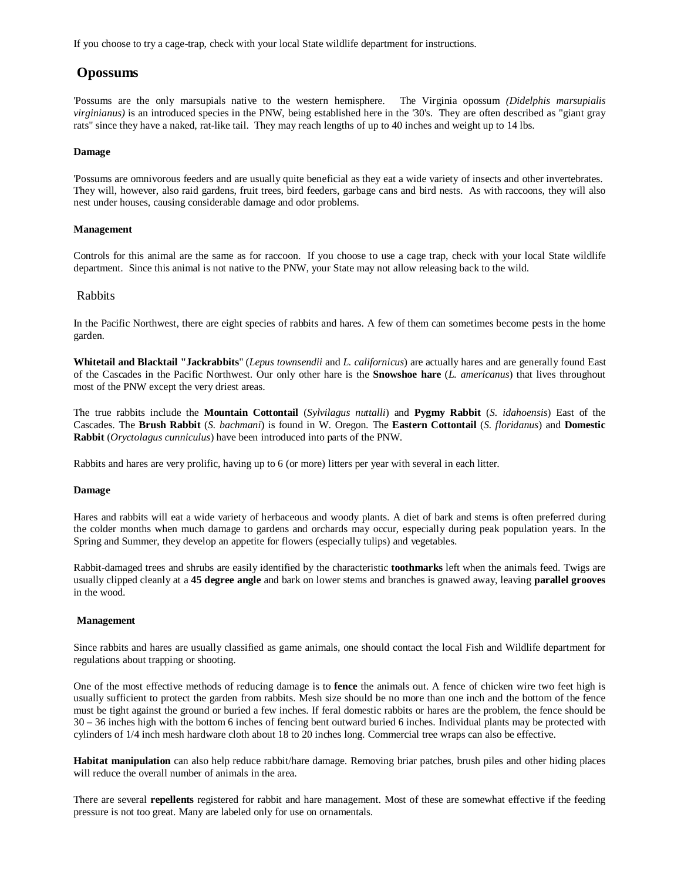If you choose to try a cage-trap, check with your local State wildlife department for instructions.

## Opossums

'Possums are the only marsupials native to the western hemisphere. The Virginia opossum *(Didelphis marsupialis virginianus)* is an introduced species in the PNW, being established here in the '30's. They are often described as "giant gray rats" since they have a naked, rat-like tail. They may reach lengths of up to 40 inches and weight up to 14 lbs.

#### Damage

'Possums are omnivorous feeders and are usually quite beneficial as they eat a wide variety of insects and other invertebrates. They will, however, also raid gardens, fruit trees, bird feeders, garbage cans and bird nests. As with raccoons, they will also nest under houses, causing considerable damage and odor problems.

#### Management

Controls for this animal are the same as for raccoon. If you choose to use a cage trap, check with your local State wildlife department. Since this animal is not native to the PNW, your State may not allow releasing back to the wild.

## Rabbits

In the Pacific Northwest, there are eight species of rabbits and hares. A few of them can sometimes become pests in the home garden.

**Whitetail and Blacktail "Jackrabbits**" (*Lepus townsendii* and *L. californicus*) are actually hares and are generally found East of the Cascades in the Pacific Northwest. Our only other hare is the **Snowshoe hare** (*L. americanus*) that lives throughout most of the PNW except the very driest areas.

The true rabbits include the **Mountain Cottontail** (*Sylvilagus nuttalli*) and **Pygmy Rabbit** (*S. idahoensis*) East of the Cascades. The **Brush Rabbit** (*S. bachmani*) is found in W. Oregon. The **Eastern Cottontail** (*S. floridanus*) and **Domestic Rabbit** (*Oryctolagus cunniculus*) have been introduced into parts of the PNW.

Rabbits and hares are very prolific, having up to 6 (or more) litters per year with several in each litter.

#### Damage

Hares and rabbits will eat a wide variety of herbaceous and woody plants. A diet of bark and stems is often preferred during the colder months when much damage to gardens and orchards may occur, especially during peak population years. In the Spring and Summer, they develop an appetite for flowers (especially tulips) and vegetables.

Rabbit-damaged trees and shrubs are easily identified by the characteristic **toothmarks** left when the animals feed. Twigs are usually clipped cleanly at a **45 degree angle** and bark on lower stems and branches is gnawed away, leaving **parallel grooves** in the wood.

#### Management

Since rabbits and hares are usually classified as game animals, one should contact the local Fish and Wildlife department for regulations about trapping or shooting.

One of the most effective methods of reducing damage is to **fence** the animals out. A fence of chicken wire two feet high is usually sufficient to protect the garden from rabbits. Mesh size should be no more than one inch and the bottom of the fence must be tight against the ground or buried a few inches. If feral domestic rabbits or hares are the problem, the fence should be 30 – 36 inches high with the bottom 6 inches of fencing bent outward buried 6 inches. Individual plants may be protected with cylinders of 1/4 inch mesh hardware cloth about 18 to 20 inches long. Commercial tree wraps can also be effective.

**Habitat manipulation** can also help reduce rabbit/hare damage. Removing briar patches, brush piles and other hiding places will reduce the overall number of animals in the area.

There are several **repellents** registered for rabbit and hare management. Most of these are somewhat effective if the feeding pressure is not too great. Many are labeled only for use on ornamentals.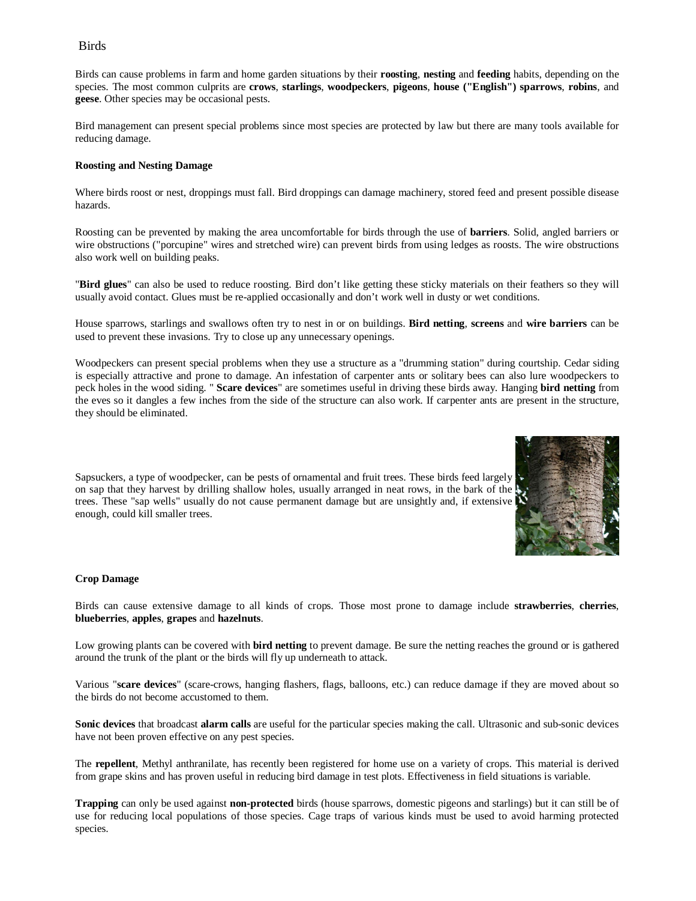# Birds

Birds can cause problems in farm and home garden situations by their **roosting**, **nesting** and **feeding** habits, depending on the species. The most common culprits are **crows**, **starlings**, **woodpeckers**, **pigeons**, **house ("English") sparrows**, **robins**, and **geese**. Other species may be occasional pests.

Bird management can present special problems since most species are protected by law but there are many tools available for reducing damage.

**Roosting and Nesting Damage**

Where birds roost or nest, droppings must fall. Bird droppings can damage machinery, stored feed and present possible disease hazards.

Roosting can be prevented by making the area uncomfortable for birds through the use of **barriers**. Solid, angled barriers or wire obstructions ("porcupine" wires and stretched wire) can prevent birds from using ledges as roosts. The wire obstructions also work well on building peaks.

"**Bird glues**" can also be used to reduce roosting. Bird don't like getting these sticky materials on their feathers so they will usually avoid contact. Glues must be re-applied occasionally and don't work well in dusty or wet conditions.

House sparrows, starlings and swallows often try to nest in or on buildings. **Bird netting**, **screens** and **wire barriers** can be used to prevent these invasions. Try to close up any unnecessary openings.

Woodpeckers can present special problems when they use a structure as a "drumming station" during courtship. Cedar siding is especially attractive and prone to damage. An infestation of carpenter ants or solitary bees can also lure woodpeckers to peck holes in the wood siding. " **Scare devices**" are sometimes useful in driving these birds away. Hanging **bird netting** from the eves so it dangles a few inches from the side of the structure can also work. If carpenter ants are present in the structure, they should be eliminated.

Sapsuckers, a type of woodpecker, can be pests of ornamental and fruit trees. These birds feed largely on sap that they harvest by drilling shallow holes, usually arranged in neat rows, in the bark of the trees. These "sap wells" usually do not cause permanent damage but are unsightly and, if extensive enough, could kill smaller trees.

**Crop Damage**

Birds can cause extensive damage to all kinds of crops. Those most prone to damage include **strawberries**, **cherries**, **blueberries**, **apples**, **grapes** and **hazelnuts**.

Low growing plants can be covered with **bird netting** to prevent damage. Be sure the netting reaches the ground or is gathered around the trunk of the plant or the birds will fly up underneath to attack.

Various "**scare devices**" (scare-crows, hanging flashers, flags, balloons, etc.) can reduce damage if they are moved about so the birds do not become accustomed to them.

**Sonic devices** that broadcast **alarm calls** are useful for the particular species making the call. Ultrasonic and sub-sonic devices have not been proven effective on any pest species.

The **repellent**, Methyl anthranilate, has recently been registered for home use on a variety of crops. This material is derived from grape skins and has proven useful in reducing bird damage in test plots. Effectiveness in field situations is variable.

**Trapping** can only be used against **non-protected** birds (house sparrows, domestic pigeons and starlings) but it can still be of use for reducing local populations of those species. Cage traps of various kinds must be used to avoid harming protected species.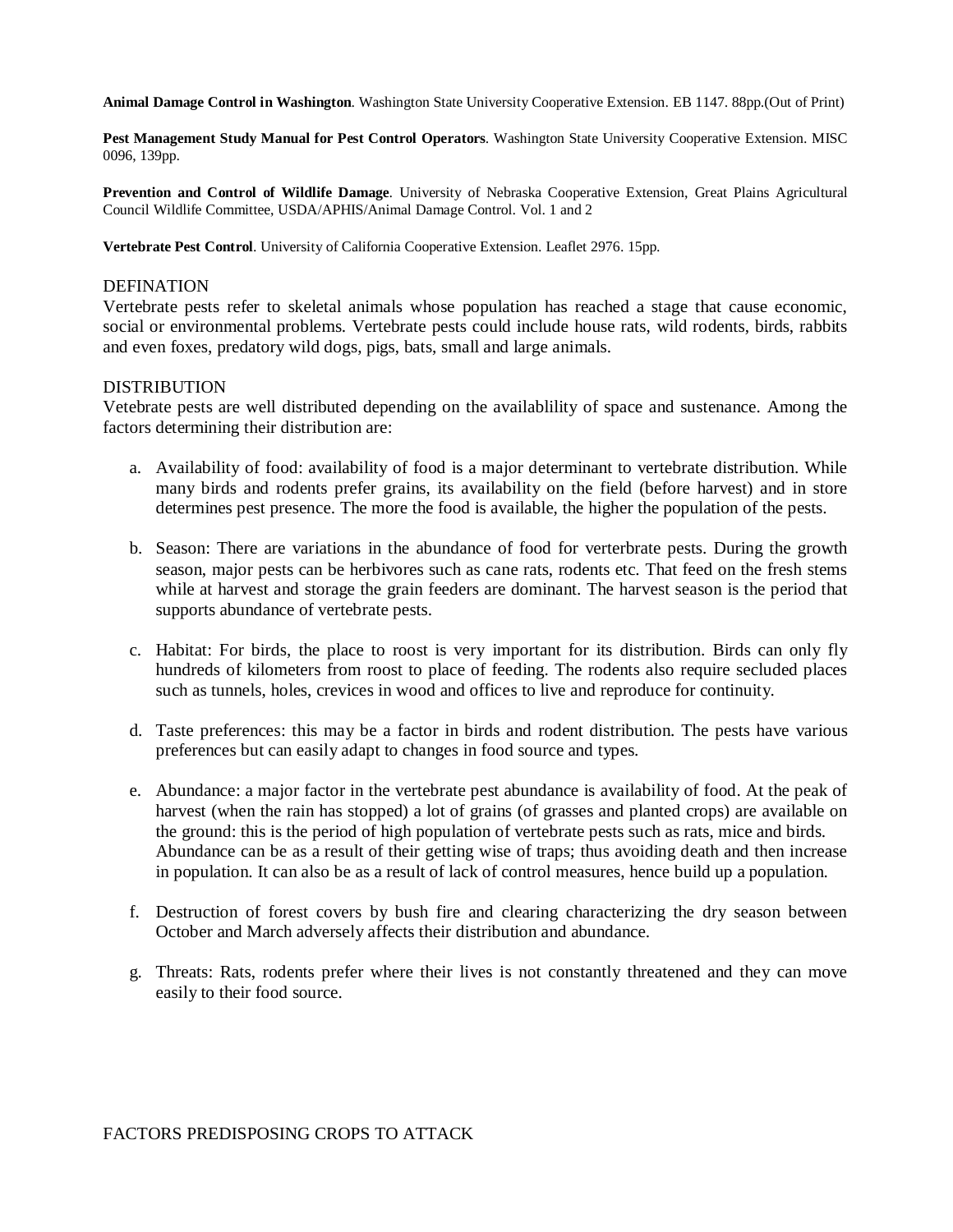**Animal Damage Control in Washington**. Washington State University Cooperative Extension. EB 1147. 88pp.(Out of Print)

**Pest Management Study Manual for Pest Control Operators**. Washington State University Cooperative Extension. MISC 0096, 139pp.

**Prevention and Control of Wildlife Damage**. University of Nebraska Cooperative Extension, Great Plains Agricultural Council Wildlife Committee, USDA/APHIS/Animal Damage Control. Vol. 1 and 2

**Vertebrate Pest Control**. University of California Cooperative Extension. Leaflet 2976. 15pp.

## DEFINATION

Vertebrate pests refer to skeletal animals whose population has reached a stage that cause economic, social or environmental problems. Vertebrate pests could include house rats, wild rodents, birds, rabbits and even foxes, predatory wild dogs, pigs, bats, small and large animals.

## DISTRIBUTION

Vetebrate pests are well distributed depending on the availablility of space and sustenance. Among the factors determining their distribution are:

a. Availability of food: availability of food is a major determinant to vertebrate distribution. While many birds and rodents prefer grains, its availability on the field (before harvest) and in store determines pest presence. The more the food is available, the higher the population of the pests.

b. Season: There are variations in the abundance of food for verterbrate pests. During the growth season, major pests can be herbivores such as cane rats, rodents etc. That feed on the fresh stems while at harvest and storage the grain feeders are dominant. The harvest season is the period that supports abundance of vertebrate pests.

c. Habitat: For birds, the place to roost is very important for its distribution. Birds can only fly hundreds of kilometers from roost to place of feeding. The rodents also require secluded places such as tunnels, holes, crevices in wood and offices to live and reproduce for continuity.

d. Taste preferences: this may be a factor in birds and rodent distribution. The pests have various preferences but can easily adapt to changes in food source and types.

e. Abundance: a major factor in the vertebrate pest abundance is availability of food. At the peak of harvest (when the rain has stopped) a lot of grains (of grasses and planted crops) are available on the ground: this is the period of high population of vertebrate pests such as rats, mice and birds. Abundance can be as a result of their getting wise of traps; thus avoiding death and then increase in population. It can also be as a result of lack of control measures, hence build up a population.

f. Destruction of forest covers by bush fire and clearing characterizing the dry season between October and March adversely affects their distribution and abundance.

g. Threats: Rats, rodents prefer where their lives is not constantly threatened and they can move easily to their food source.

## FACTORS PREDISPOSING CROPS TO ATTACK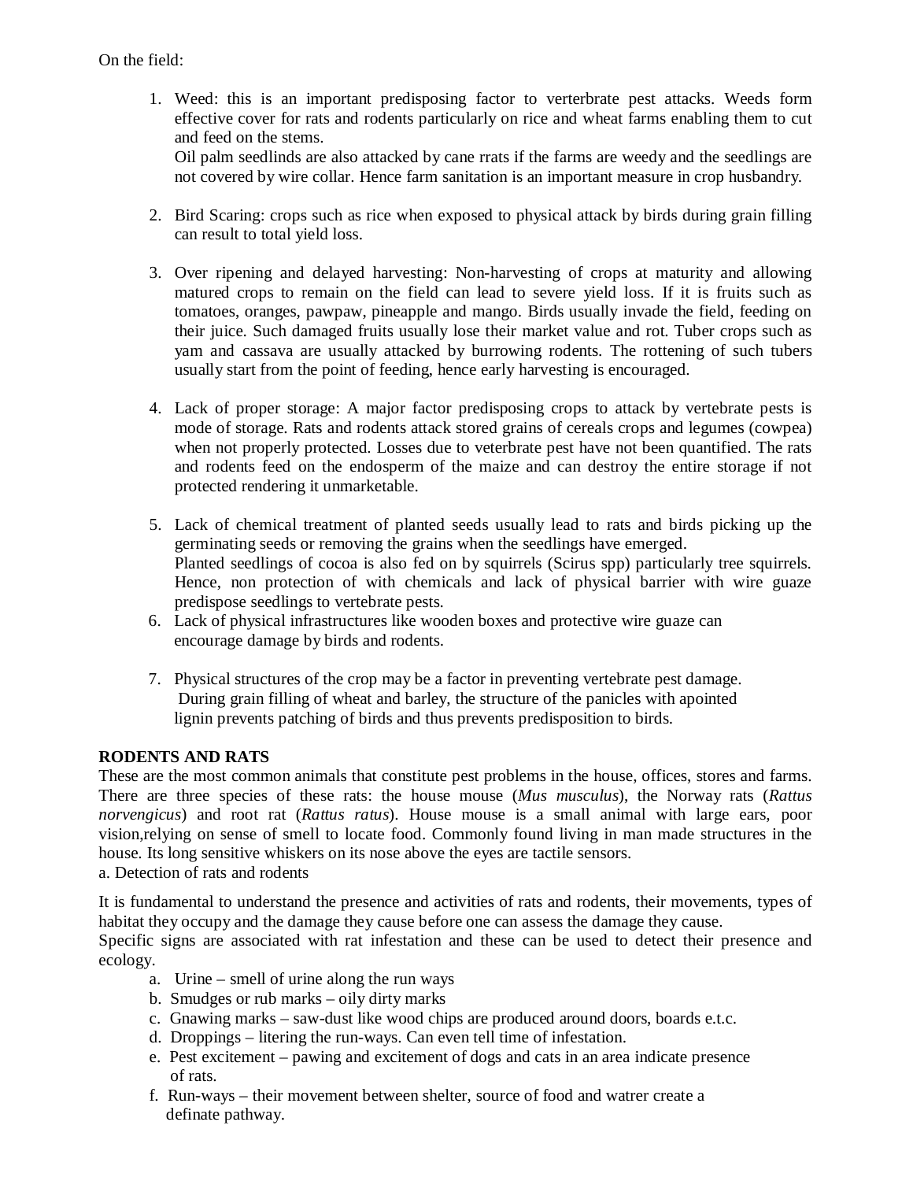On the field:

1. Weed: this is an important predisposing factor to verterbrate pest attacks. Weeds form effective cover for rats and rodents particularly on rice and wheat farms enabling them to cut and feed on the stems.
   Oil palm seedlinds are also attacked by cane rrats if the farms are weedy and the seedlings are not covered by wire collar. Hence farm sanitation is an important measure in crop husbandry.

2. Bird Scaring: crops such as rice when exposed to physical attack by birds during grain filling can result to total yield loss.

3. Over ripening and delayed harvesting: Non-harvesting of crops at maturity and allowing matured crops to remain on the field can lead to severe yield loss. If it is fruits such as tomatoes, oranges, pawpaw, pineapple and mango. Birds usually invade the field, feeding on their juice. Such damaged fruits usually lose their market value and rot. Tuber crops such as yam and cassava are usually attacked by burrowing rodents. The rottening of such tubers usually start from the point of feeding, hence early harvesting is encouraged.

4. Lack of proper storage: A major factor predisposing crops to attack by vertebrate pests is mode of storage. Rats and rodents attack stored grains of cereals crops and legumes (cowpea) when not properly protected. Losses due to veterbrate pest have not been quantified. The rats and rodents feed on the endosperm of the maize and can destroy the entire storage if not protected rendering it unmarketable.

5. Lack of chemical treatment of planted seeds usually lead to rats and birds picking up the germinating seeds or removing the grains when the seedlings have emerged.
   Planted seedlings of cocoa is also fed on by squirrels (Scirus spp) particularly tree squirrels. Hence, non protection of with chemicals and lack of physical barrier with wire guaze predispose seedlings to vertebrate pests.
6. Lack of physical infrastructures like wooden boxes and protective wire guaze can encourage damage by birds and rodents.

7. Physical structures of the crop may be a factor in preventing vertebrate pest damage. During grain filling of wheat and barley, the structure of the panicles with apointed lignin prevents patching of birds and thus prevents predisposition to birds.

**RODENTS AND RATS**

These are the most common animals that constitute pest problems in the house, offices, stores and farms. There are three species of these rats: the house mouse (*Mus musculus*), the Norway rats (*Rattus norvengicus*) and root rat (*Rattus ratus*). House mouse is a small animal with large ears, poor vision,relying on sense of smell to locate food. Commonly found living in man made structures in the house. Its long sensitive whiskers on its nose above the eyes are tactile sensors.

a. Detection of rats and rodents

It is fundamental to understand the presence and activities of rats and rodents, their movements, types of habitat they occupy and the damage they cause before one can assess the damage they cause.

Specific signs are associated with rat infestation and these can be used to detect their presence and ecology.

a. Urine – smell of urine along the run ways
b. Smudges or rub marks – oily dirty marks
c. Gnawing marks – saw-dust like wood chips are produced around doors, boards e.t.c.
d. Droppings – litering the run-ways. Can even tell time of infestation.
e. Pest excitement – pawing and excitement of dogs and cats in an area indicate presence of rats.
f. Run-ways – their movement between shelter, source of food and watrer create a definate pathway.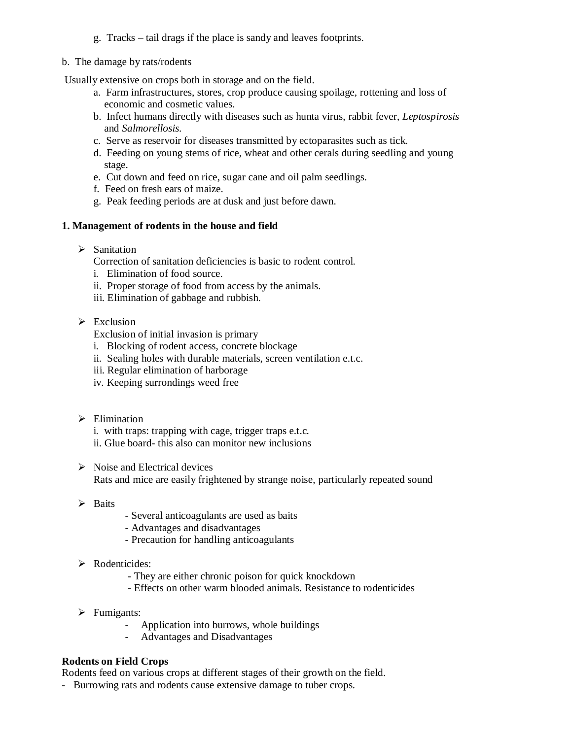g. Tracks – tail drags if the place is sandy and leaves footprints.

b. The damage by rats/rodents

Usually extensive on crops both in storage and on the field.

a. Farm infrastructures, stores, crop produce causing spoilage, rottening and loss of economic and cosmetic values.
b. Infect humans directly with diseases such as hunta virus, rabbit fever, *Leptospirosis* and *Salmorellosis.*
c. Serve as reservoir for diseases transmitted by ectoparasites such as tick.
d. Feeding on young stems of rice, wheat and other cerals during seedling and young stage.
e. Cut down and feed on rice, sugar cane and oil palm seedlings.
f. Feed on fresh ears of maize.
g. Peak feeding periods are at dusk and just before dawn.

**1. Management of rodents in the house and field**

- Sanitation
  Correction of sanitation deficiencies is basic to rodent control.
  i. Elimination of food source.
  ii. Proper storage of food from access by the animals.
  iii. Elimination of gabbage and rubbish.

- Exclusion
  Exclusion of initial invasion is primary
  i. Blocking of rodent access, concrete blockage
  ii. Sealing holes with durable materials, screen ventilation e.t.c.
  iii. Regular elimination of harborage
  iv. Keeping surrondings weed free

- Elimination
  i. with traps: trapping with cage, trigger traps e.t.c.
  ii. Glue board- this also can monitor new inclusions

- Noise and Electrical devices
  Rats and mice are easily frightened by strange noise, particularly repeated sound

- Baits
  - Several anticoagulants are used as baits
  - Advantages and disadvantages
  - Precaution for handling anticoagulants

- Rodenticides:
  - They are either chronic poison for quick knockdown
  - Effects on other warm blooded animals. Resistance to rodenticides

- Fumigants:
  - Application into burrows, whole buildings
  - Advantages and Disadvantages

**Rodents on Field Crops**

Rodents feed on various crops at different stages of their growth on the field.

- Burrowing rats and rodents cause extensive damage to tuber crops.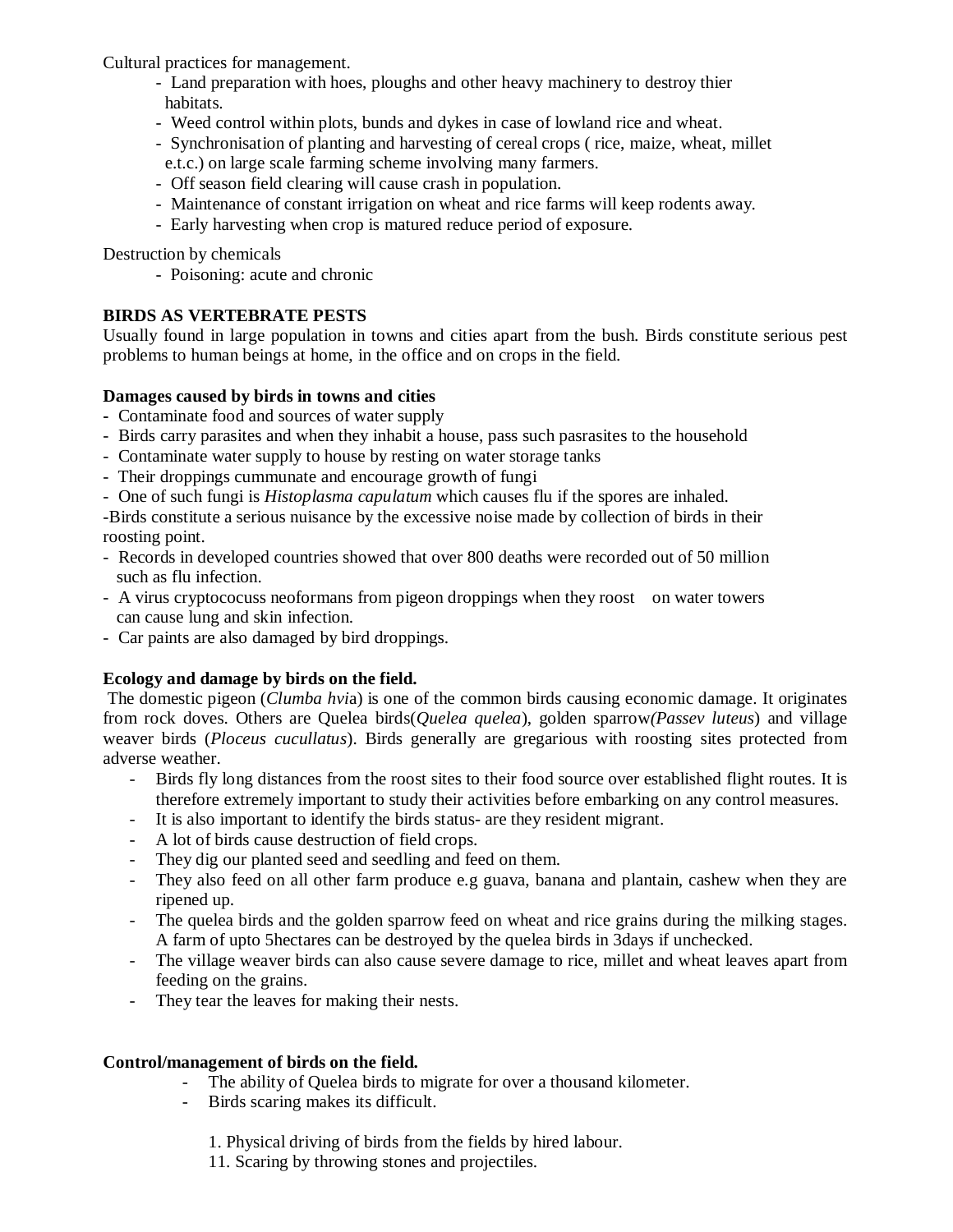Cultural practices for management.

- Land preparation with hoes, ploughs and other heavy machinery to destroy thier habitats.
- Weed control within plots, bunds and dykes in case of lowland rice and wheat.
- Synchronisation of planting and harvesting of cereal crops ( rice, maize, wheat, millet e.t.c.) on large scale farming scheme involving many farmers.
- Off season field clearing will cause crash in population.
- Maintenance of constant irrigation on wheat and rice farms will keep rodents away.
- Early harvesting when crop is matured reduce period of exposure.

Destruction by chemicals

- Poisoning: acute and chronic

**BIRDS AS VERTEBRATE PESTS**

Usually found in large population in towns and cities apart from the bush. Birds constitute serious pest problems to human beings at home, in the office and on crops in the field.

**Damages caused by birds in towns and cities**

- Contaminate food and sources of water supply
- Birds carry parasites and when they inhabit a house, pass such pasrasites to the household
- Contaminate water supply to house by resting on water storage tanks
- Their droppings cummunate and encourage growth of fungi
- One of such fungi is *Histoplasma capulatum* which causes flu if the spores are inhaled.

-Birds constitute a serious nuisance by the excessive noise made by collection of birds in their roosting point.

- Records in developed countries showed that over 800 deaths were recorded out of 50 million such as flu infection.
- A virus cryptococuss neoformans from pigeon droppings when they roost on water towers can cause lung and skin infection.
- Car paints are also damaged by bird droppings.

**Ecology and damage by birds on the field.**

The domestic pigeon (*Clumba hvi*a) is one of the common birds causing economic damage. It originates from rock doves. Others are Quelea birds(*Quelea quelea*), golden sparrow*(Passev luteus*) and village weaver birds (*Ploceus cucullatus*). Birds generally are gregarious with roosting sites protected from adverse weather.

- Birds fly long distances from the roost sites to their food source over established flight routes. It is therefore extremely important to study their activities before embarking on any control measures.
- It is also important to identify the birds status- are they resident migrant.
- A lot of birds cause destruction of field crops.
- They dig our planted seed and seedling and feed on them.
- They also feed on all other farm produce e.g guava, banana and plantain, cashew when they are ripened up.
- The quelea birds and the golden sparrow feed on wheat and rice grains during the milking stages. A farm of upto 5hectares can be destroyed by the quelea birds in 3days if unchecked.
- The village weaver birds can also cause severe damage to rice, millet and wheat leaves apart from feeding on the grains.
- They tear the leaves for making their nests.

**Control/management of birds on the field.**

- The ability of Quelea birds to migrate for over a thousand kilometer.
- Birds scaring makes its difficult.

1. Physical driving of birds from the fields by hired labour.

11. Scaring by throwing stones and projectiles.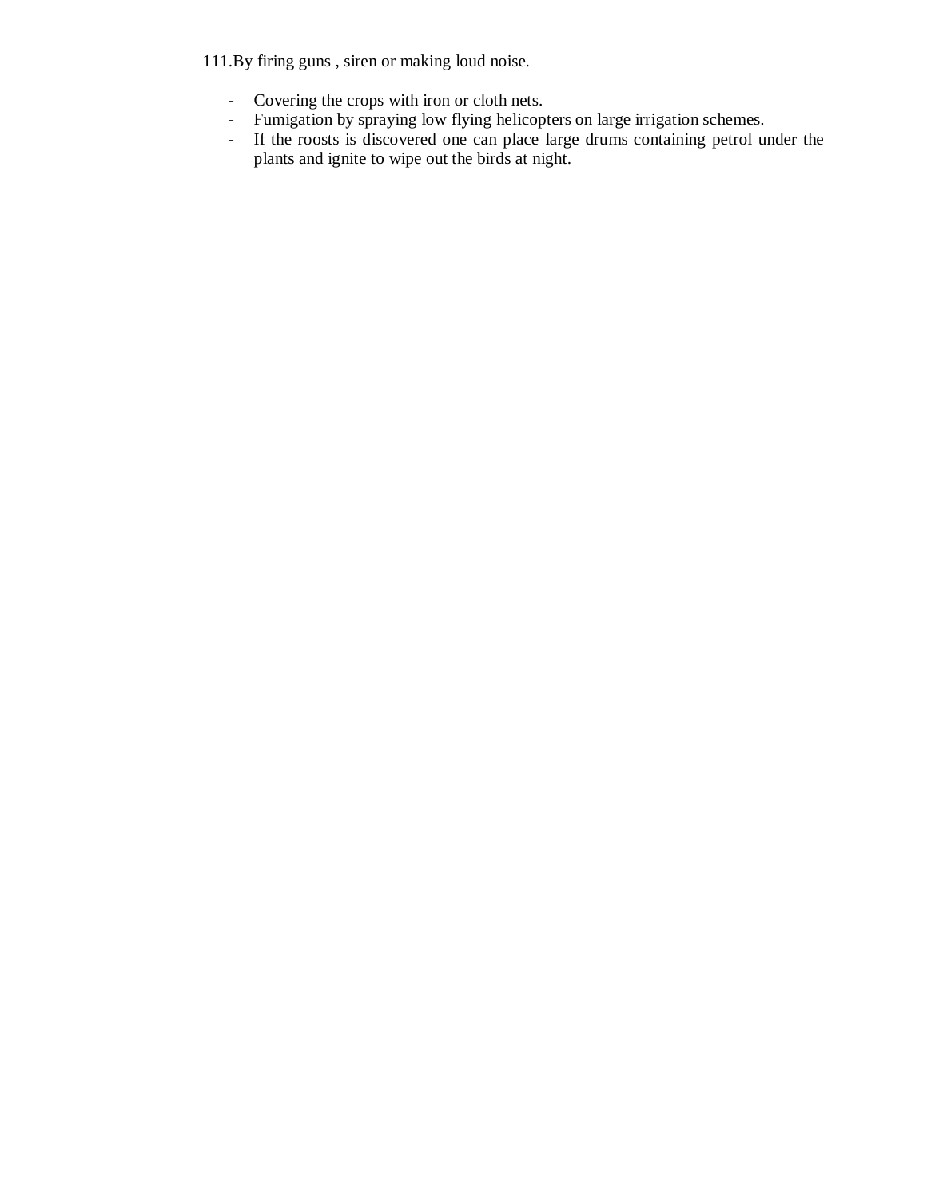111.By firing guns , siren or making loud noise.

- Covering the crops with iron or cloth nets.
- Fumigation by spraying low flying helicopters on large irrigation schemes.
- If the roosts is discovered one can place large drums containing petrol under the plants and ignite to wipe out the birds at night.